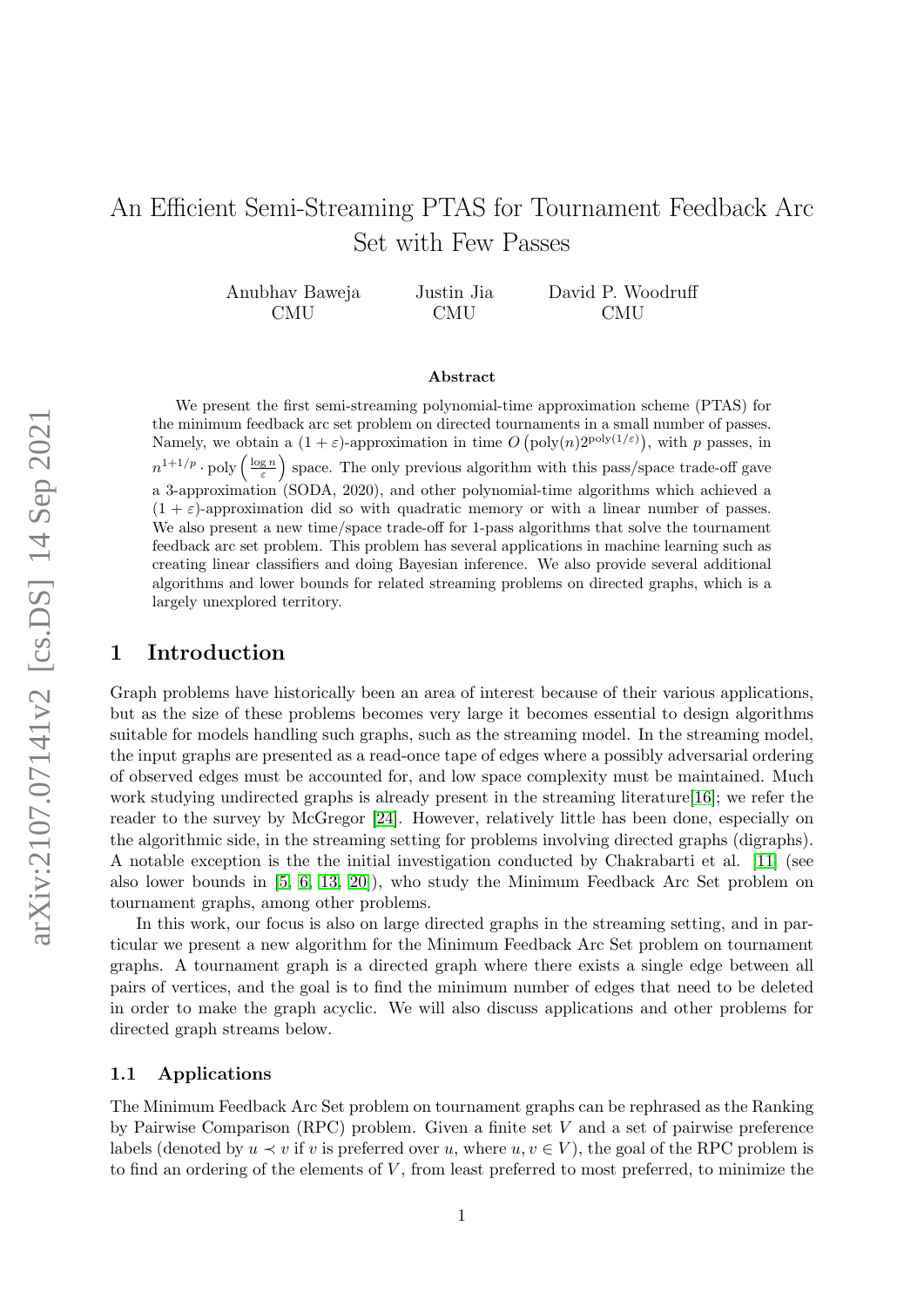# An Efficient Semi-Streaming PTAS for Tournament Feedback Arc Set with Few Passes

Anubhav Baweja
CMU

Justin Jia
CMU

David P. Woodruff
CMU

### Abstract

We present the first semi-streaming polynomial-time approximation scheme (PTAS) for the minimum feedback arc set problem on directed tournaments in a small number of passes. Namely, we obtain a $(1+\varepsilon)$-approximation in time $O\left(\text{poly}(n)2^{\text{poly}(1/\varepsilon)}\right)$, with $p$ passes, in $n^{1+1/p} \cdot \text{poly}\left(\frac{\log n}{\varepsilon}\right)$ space. The only previous algorithm with this pass/space trade-off gave a 3-approximation (SODA, 2020), and other polynomial-time algorithms which achieved a $(1+\varepsilon)$-approximation did so with quadratic memory or with a linear number of passes. We also present a new time/space trade-off for 1-pass algorithms that solve the tournament feedback arc set problem. This problem has several applications in machine learning such as creating linear classifiers and doing Bayesian inference. We also provide several additional algorithms and lower bounds for related streaming problems on directed graphs, which is a largely unexplored territory.

## 1 Introduction

Graph problems have historically been an area of interest because of their various applications, but as the size of these problems becomes very large it becomes essential to design algorithms suitable for models handling such graphs, such as the streaming model. In the streaming model, the input graphs are presented as a read-once tape of edges where a possibly adversarial ordering of observed edges must be accounted for, and low space complexity must be maintained. Much work studying undirected graphs is already present in the streaming literature[16]; we refer the reader to the survey by McGregor [24]. However, relatively little has been done, especially on the algorithmic side, in the streaming setting for problems involving directed graphs (digraphs). A notable exception is the the initial investigation conducted by Chakrabarti et al. [11] (see also lower bounds in [5, 6, 13, 20]), who study the Minimum Feedback Arc Set problem on tournament graphs, among other problems.

In this work, our focus is also on large directed graphs in the streaming setting, and in particular we present a new algorithm for the Minimum Feedback Arc Set problem on tournament graphs. A tournament graph is a directed graph where there exists a single edge between all pairs of vertices, and the goal is to find the minimum number of edges that need to be deleted in order to make the graph acyclic. We will also discuss applications and other problems for directed graph streams below.

### 1.1 Applications

The Minimum Feedback Arc Set problem on tournament graphs can be rephrased as the Ranking by Pairwise Comparison (RPC) problem. Given a finite set $V$ and a set of pairwise preference labels (denoted by $u \prec v$ if $v$ is preferred over $u$, where $u, v \in V$), the goal of the RPC problem is to find an ordering of the elements of $V$, from least preferred to most preferred, to minimize the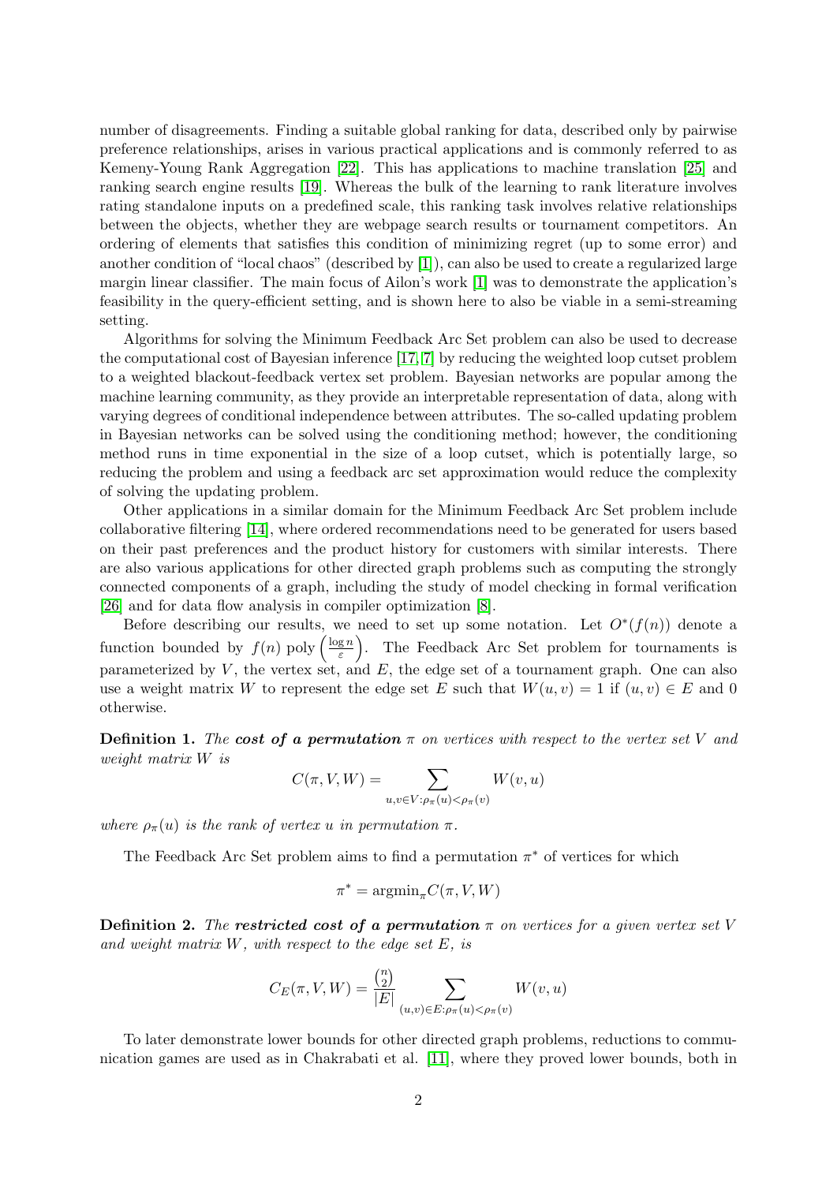number of disagreements. Finding a suitable global ranking for data, described only by pairwise preference relationships, arises in various practical applications and is commonly referred to as Kemeny-Young Rank Aggregation [22]. This has applications to machine translation [25] and ranking search engine results [19]. Whereas the bulk of the learning to rank literature involves rating standalone inputs on a predefined scale, this ranking task involves relative relationships between the objects, whether they are webpage search results or tournament competitors. An ordering of elements that satisfies this condition of minimizing regret (up to some error) and another condition of "local chaos" (described by [1]), can also be used to create a regularized large margin linear classifier. The main focus of Ailon's work [1] was to demonstrate the application's feasibility in the query-efficient setting, and is shown here to also be viable in a semi-streaming setting.

Algorithms for solving the Minimum Feedback Arc Set problem can also be used to decrease the computational cost of Bayesian inference [17, 7] by reducing the weighted loop cutset problem to a weighted blackout-feedback vertex set problem. Bayesian networks are popular among the machine learning community, as they provide an interpretable representation of data, along with varying degrees of conditional independence between attributes. The so-called updating problem in Bayesian networks can be solved using the conditioning method; however, the conditioning method runs in time exponential in the size of a loop cutset, which is potentially large, so reducing the problem and using a feedback arc set approximation would reduce the complexity of solving the updating problem.

Other applications in a similar domain for the Minimum Feedback Arc Set problem include collaborative filtering [14], where ordered recommendations need to be generated for users based on their past preferences and the product history for customers with similar interests. There are also various applications for other directed graph problems such as computing the strongly connected components of a graph, including the study of model checking in formal verification [26] and for data flow analysis in compiler optimization [8].

Before describing our results, we need to set up some notation. Let $O^*(f(n))$ denote a function bounded by $f(n)$ poly $\left(\frac{\log n}{\varepsilon}\right)$. The Feedback Arc Set problem for tournaments is parameterized by $V$, the vertex set, and $E$, the edge set of a tournament graph. One can also use a weight matrix $W$ to represent the edge set $E$ such that $W(u, v) = 1$ if $(u, v) \in E$ and 0 otherwise.

**Definition 1.** *The* ***cost of a permutation*** *$\pi$ on vertices with respect to the vertex set $V$ and weight matrix $W$ is*

$$C(\pi, V, W) = \sum_{u,v \in V : \rho_\pi(u) < \rho_\pi(v)} W(v, u)$$

*where $\rho_\pi(u)$ is the rank of vertex $u$ in permutation $\pi$.*

The Feedback Arc Set problem aims to find a permutation $\pi^*$ of vertices for which

$$\pi^* = \operatorname{argmin}_\pi C(\pi, V, W)$$

**Definition 2.** *The* ***restricted cost of a permutation*** *$\pi$ on vertices for a given vertex set $V$ and weight matrix $W$, with respect to the edge set $E$, is*

$$C_E(\pi, V, W) = \frac{\binom{n}{2}}{|E|} \sum_{(u,v) \in E : \rho_\pi(u) < \rho_\pi(v)} W(v, u)$$

To later demonstrate lower bounds for other directed graph problems, reductions to communication games are used as in Chakrabati et al. [11], where they proved lower bounds, both in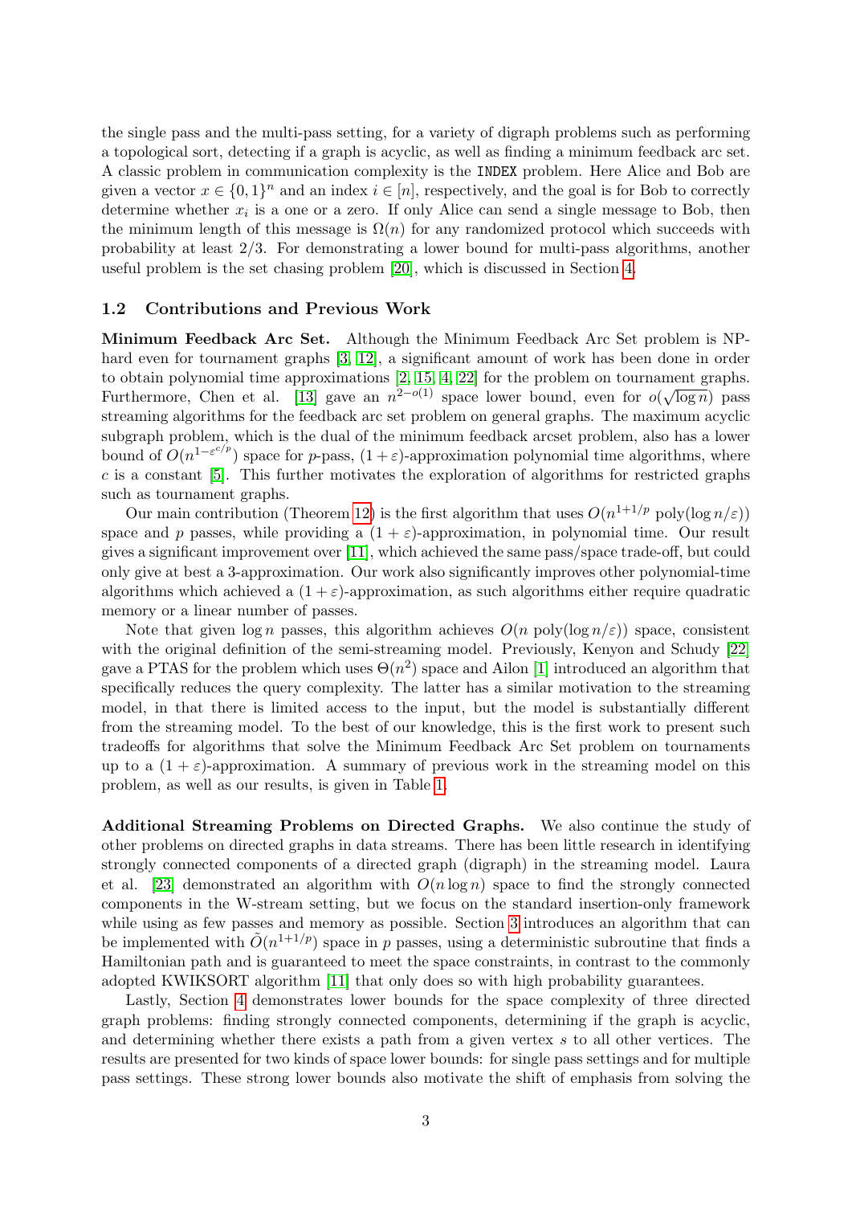the single pass and the multi-pass setting, for a variety of digraph problems such as performing a topological sort, detecting if a graph is acyclic, as well as finding a minimum feedback arc set. A classic problem in communication complexity is the INDEX problem. Here Alice and Bob are given a vector $x \in \{0,1\}^n$ and an index $i \in [n]$, respectively, and the goal is for Bob to correctly determine whether $x_i$ is a one or a zero. If only Alice can send a single message to Bob, then the minimum length of this message is $\Omega(n)$ for any randomized protocol which succeeds with probability at least 2/3. For demonstrating a lower bound for multi-pass algorithms, another useful problem is the set chasing problem [20], which is discussed in Section 4.

### 1.2 Contributions and Previous Work

**Minimum Feedback Arc Set.** Although the Minimum Feedback Arc Set problem is NP-hard even for tournament graphs [3, 12], a significant amount of work has been done in order to obtain polynomial time approximations [2, 15, 4, 22] for the problem on tournament graphs. Furthermore, Chen et al. [13] gave an $n^{2-o(1)}$ space lower bound, even for $o(\sqrt{\log n})$ pass streaming algorithms for the feedback arc set problem on general graphs. The maximum acyclic subgraph problem, which is the dual of the minimum feedback arcset problem, also has a lower bound of $O(n^{1-\varepsilon^{c/p}})$ space for $p$-pass, $(1+\varepsilon)$-approximation polynomial time algorithms, where $c$ is a constant [5]. This further motivates the exploration of algorithms for restricted graphs such as tournament graphs.

Our main contribution (Theorem 12) is the first algorithm that uses $O(n^{1+1/p} \operatorname{poly}(\log n/\varepsilon))$ space and $p$ passes, while providing a $(1+\varepsilon)$-approximation, in polynomial time. Our result gives a significant improvement over [11], which achieved the same pass/space trade-off, but could only give at best a 3-approximation. Our work also significantly improves other polynomial-time algorithms which achieved a $(1+\varepsilon)$-approximation, as such algorithms either require quadratic memory or a linear number of passes.

Note that given $\log n$ passes, this algorithm achieves $O(n \operatorname{poly}(\log n/\varepsilon))$ space, consistent with the original definition of the semi-streaming model. Previously, Kenyon and Schudy [22] gave a PTAS for the problem which uses $\Theta(n^2)$ space and Ailon [1] introduced an algorithm that specifically reduces the query complexity. The latter has a similar motivation to the streaming model, in that there is limited access to the input, but the model is substantially different from the streaming model. To the best of our knowledge, this is the first work to present such tradeoffs for algorithms that solve the Minimum Feedback Arc Set problem on tournaments up to a $(1+\varepsilon)$-approximation. A summary of previous work in the streaming model on this problem, as well as our results, is given in Table 1.

**Additional Streaming Problems on Directed Graphs.** We also continue the study of other problems on directed graphs in data streams. There has been little research in identifying strongly connected components of a directed graph (digraph) in the streaming model. Laura et al. [23] demonstrated an algorithm with $O(n \log n)$ space to find the strongly connected components in the W-stream setting, but we focus on the standard insertion-only framework while using as few passes and memory as possible. Section 3 introduces an algorithm that can be implemented with $\tilde{O}(n^{1+1/p})$ space in $p$ passes, using a deterministic subroutine that finds a Hamiltonian path and is guaranteed to meet the space constraints, in contrast to the commonly adopted KWIKSORT algorithm [11] that only does so with high probability guarantees.

Lastly, Section 4 demonstrates lower bounds for the space complexity of three directed graph problems: finding strongly connected components, determining if the graph is acyclic, and determining whether there exists a path from a given vertex $s$ to all other vertices. The results are presented for two kinds of space lower bounds: for single pass settings and for multiple pass settings. These strong lower bounds also motivate the shift of emphasis from solving the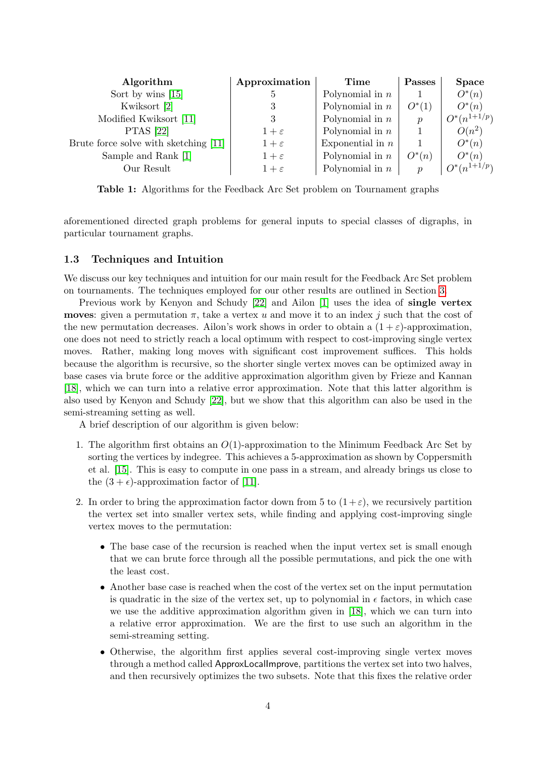| Algorithm | Approximation | Time | Passes | Space |
|---|---|---|---|---|
| Sort by wins [15] | 5 | Polynomial in $n$ | 1 | $O^*(n)$ |
| Kwiksort [2] | 3 | Polynomial in $n$ | $O^*(1)$ | $O^*(n)$ |
| Modified Kwiksort [11] | 3 | Polynomial in $n$ | $p$ | $O^*(n^{1+1/p})$ |
| PTAS [22] | $1+\varepsilon$ | Polynomial in $n$ | 1 | $O(n^2)$ |
| Brute force solve with sketching [11] | $1+\varepsilon$ | Exponential in $n$ | 1 | $O^*(n)$ |
| Sample and Rank [1] | $1+\varepsilon$ | Polynomial in $n$ | $O^*(n)$ | $O^*(n)$ |
| Our Result | $1+\varepsilon$ | Polynomial in $n$ | $p$ | $O^*(n^{1+1/p})$ |

**Table 1:** Algorithms for the Feedback Arc Set problem on Tournament graphs

aforementioned directed graph problems for general inputs to special classes of digraphs, in particular tournament graphs.

### 1.3 Techniques and Intuition

We discuss our key techniques and intuition for our main result for the Feedback Arc Set problem on tournaments. The techniques employed for our other results are outlined in Section 3.

Previous work by Kenyon and Schudy [22] and Ailon [1] uses the idea of **single vertex moves**: given a permutation $\pi$, take a vertex $u$ and move it to an index $j$ such that the cost of the new permutation decreases. Ailon's work shows in order to obtain a $(1+\varepsilon)$-approximation, one does not need to strictly reach a local optimum with respect to cost-improving single vertex moves. Rather, making long moves with significant cost improvement suffices. This holds because the algorithm is recursive, so the shorter single vertex moves can be optimized away in base cases via brute force or the additive approximation algorithm given by Frieze and Kannan [18], which we can turn into a relative error approximation. Note that this latter algorithm is also used by Kenyon and Schudy [22], but we show that this algorithm can also be used in the semi-streaming setting as well.

A brief description of our algorithm is given below:

1. The algorithm first obtains an $O(1)$-approximation to the Minimum Feedback Arc Set by sorting the vertices by indegree. This achieves a 5-approximation as shown by Coppersmith et al. [15]. This is easy to compute in one pass in a stream, and already brings us close to the $(3+\epsilon)$-approximation factor of [11].

2. In order to bring the approximation factor down from 5 to $(1+\varepsilon)$, we recursively partition the vertex set into smaller vertex sets, while finding and applying cost-improving single vertex moves to the permutation:

   - The base case of the recursion is reached when the input vertex set is small enough that we can brute force through all the possible permutations, and pick the one with the least cost.
   - Another base case is reached when the cost of the vertex set on the input permutation is quadratic in the size of the vertex set, up to polynomial in $\epsilon$ factors, in which case we use the additive approximation algorithm given in [18], which we can turn into a relative error approximation. We are the first to use such an algorithm in the semi-streaming setting.
   - Otherwise, the algorithm first applies several cost-improving single vertex moves through a method called ApproxLocalImprove, partitions the vertex set into two halves, and then recursively optimizes the two subsets. Note that this fixes the relative order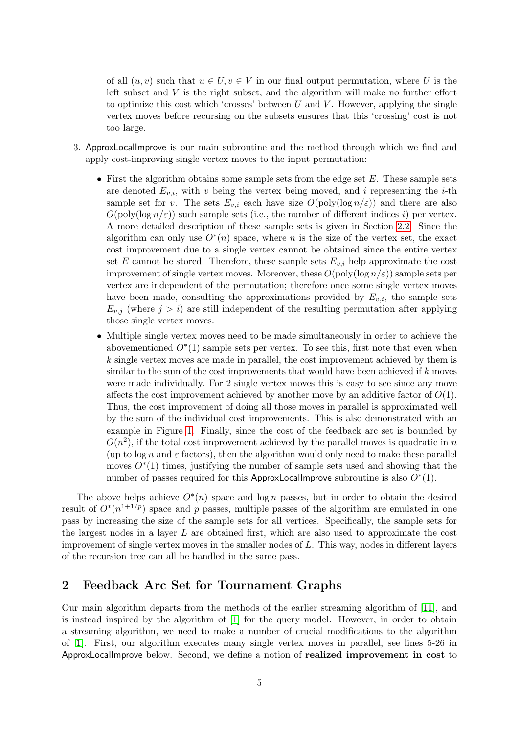of all $(u, v)$ such that $u \in U, v \in V$ in our final output permutation, where $U$ is the left subset and $V$ is the right subset, and the algorithm will make no further effort to optimize this cost which 'crosses' between $U$ and $V$. However, applying the single vertex moves before recursing on the subsets ensures that this 'crossing' cost is not too large.

3. ApproxLocalImprove is our main subroutine and the method through which we find and apply cost-improving single vertex moves to the input permutation:

   - First the algorithm obtains some sample sets from the edge set $E$. These sample sets are denoted $E_{v,i}$, with $v$ being the vertex being moved, and $i$ representing the $i$-th sample set for $v$. The sets $E_{v,i}$ each have size $O(\text{poly}(\log n/\varepsilon))$ and there are also $O(\text{poly}(\log n/\varepsilon))$ such sample sets (i.e., the number of different indices $i$) per vertex. A more detailed description of these sample sets is given in Section 2.2. Since the algorithm can only use $O^*(n)$ space, where $n$ is the size of the vertex set, the exact cost improvement due to a single vertex cannot be obtained since the entire vertex set $E$ cannot be stored. Therefore, these sample sets $E_{v,i}$ help approximate the cost improvement of single vertex moves. Moreover, these $O(\text{poly}(\log n/\varepsilon))$ sample sets per vertex are independent of the permutation; therefore once some single vertex moves have been made, consulting the approximations provided by $E_{v,i}$, the sample sets $E_{v,j}$ (where $j > i$) are still independent of the resulting permutation after applying those single vertex moves.
   - Multiple single vertex moves need to be made simultaneously in order to achieve the abovementioned $O^*(1)$ sample sets per vertex. To see this, first note that even when $k$ single vertex moves are made in parallel, the cost improvement achieved by them is similar to the sum of the cost improvements that would have been achieved if $k$ moves were made individually. For 2 single vertex moves this is easy to see since any move affects the cost improvement achieved by another move by an additive factor of $O(1)$. Thus, the cost improvement of doing all those moves in parallel is approximated well by the sum of the individual cost improvements. This is also demonstrated with an example in Figure 1. Finally, since the cost of the feedback arc set is bounded by $O(n^2)$, if the total cost improvement achieved by the parallel moves is quadratic in $n$ (up to $\log n$ and $\varepsilon$ factors), then the algorithm would only need to make these parallel moves $O^*(1)$ times, justifying the number of sample sets used and showing that the number of passes required for this ApproxLocalImprove subroutine is also $O^*(1)$.

The above helps achieve $O^*(n)$ space and $\log n$ passes, but in order to obtain the desired result of $O^*(n^{1+1/p})$ space and $p$ passes, multiple passes of the algorithm are emulated in one pass by increasing the size of the sample sets for all vertices. Specifically, the sample sets for the largest nodes in a layer $L$ are obtained first, which are also used to approximate the cost improvement of single vertex moves in the smaller nodes of $L$. This way, nodes in different layers of the recursion tree can all be handled in the same pass.

## 2 Feedback Arc Set for Tournament Graphs

Our main algorithm departs from the methods of the earlier streaming algorithm of [11], and is instead inspired by the algorithm of [1] for the query model. However, in order to obtain a streaming algorithm, we need to make a number of crucial modifications to the algorithm of [1]. First, our algorithm executes many single vertex moves in parallel, see lines 5-26 in ApproxLocalImprove below. Second, we define a notion of **realized improvement in cost** to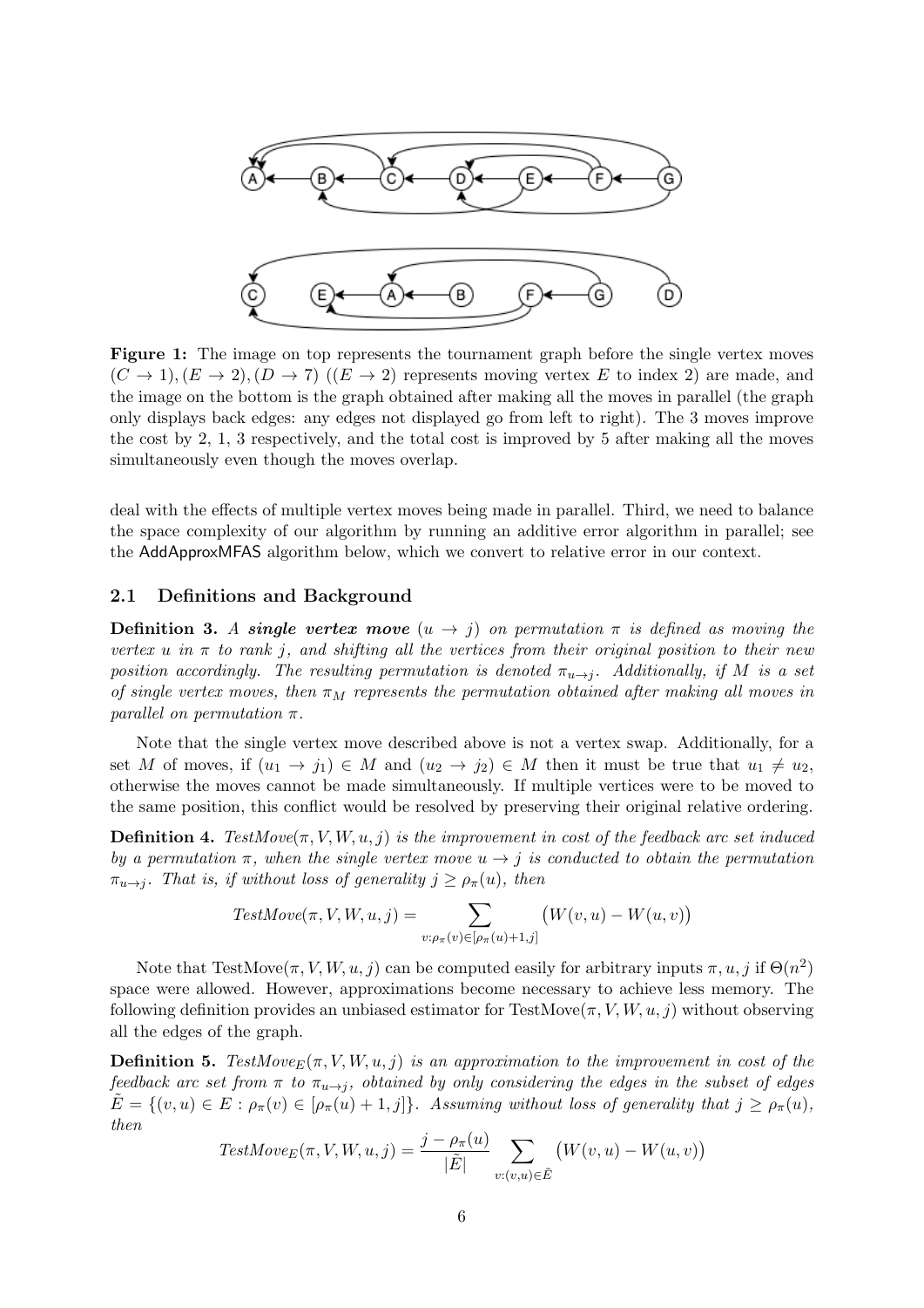**Figure 1:** The image on top represents the tournament graph before the single vertex moves $(C \to 1), (E \to 2), (D \to 7)$ ($(E \to 2)$ represents moving vertex $E$ to index 2) are made, and the image on the bottom is the graph obtained after making all the moves in parallel (the graph only displays back edges: any edges not displayed go from left to right). The 3 moves improve the cost by 2, 1, 3 respectively, and the total cost is improved by 5 after making all the moves simultaneously even though the moves overlap.

deal with the effects of multiple vertex moves being made in parallel. Third, we need to balance the space complexity of our algorithm by running an additive error algorithm in parallel; see the AddApproxMFAS algorithm below, which we convert to relative error in our context.

## 2.1 Definitions and Background

**Definition 3.** *A **single vertex move** $(u \to j)$ on permutation $\pi$ is defined as moving the vertex $u$ in $\pi$ to rank $j$, and shifting all the vertices from their original position to their new position accordingly. The resulting permutation is denoted $\pi_{u \to j}$. Additionally, if $M$ is a set of single vertex moves, then $\pi_M$ represents the permutation obtained after making all moves in parallel on permutation $\pi$.*

Note that the single vertex move described above is not a vertex swap. Additionally, for a set $M$ of moves, if $(u_1 \to j_1) \in M$ and $(u_2 \to j_2) \in M$ then it must be true that $u_1 \neq u_2$, otherwise the moves cannot be made simultaneously. If multiple vertices were to be moved to the same position, this conflict would be resolved by preserving their original relative ordering.

**Definition 4.** *$TestMove(\pi, V, W, u, j)$ is the improvement in cost of the feedback arc set induced by a permutation $\pi$, when the single vertex move $u \to j$ is conducted to obtain the permutation $\pi_{u \to j}$. That is, if without loss of generality $j \geq \rho_\pi(u)$, then*

$$TestMove(\pi, V, W, u, j) = \sum_{v : \rho_\pi(v) \in [\rho_\pi(u)+1, j]} \big(W(v,u) - W(u,v)\big)$$

Note that TestMove$(\pi, V, W, u, j)$ can be computed easily for arbitrary inputs $\pi, u, j$ if $\Theta(n^2)$ space were allowed. However, approximations become necessary to achieve less memory. The following definition provides an unbiased estimator for TestMove$(\pi, V, W, u, j)$ without observing all the edges of the graph.

**Definition 5.** *$TestMove_E(\pi, V, W, u, j)$ is an approximation to the improvement in cost of the feedback arc set from $\pi$ to $\pi_{u \to j}$, obtained by only considering the edges in the subset of edges $\tilde{E} = \{(v,u) \in E : \rho_\pi(v) \in [\rho_\pi(u)+1, j]\}$. Assuming without loss of generality that $j \geq \rho_\pi(u)$, then*

$$TestMove_E(\pi, V, W, u, j) = \frac{j - \rho_\pi(u)}{|\tilde{E}|} \sum_{v : (v,u) \in \tilde{E}} \big(W(v,u) - W(u,v)\big)$$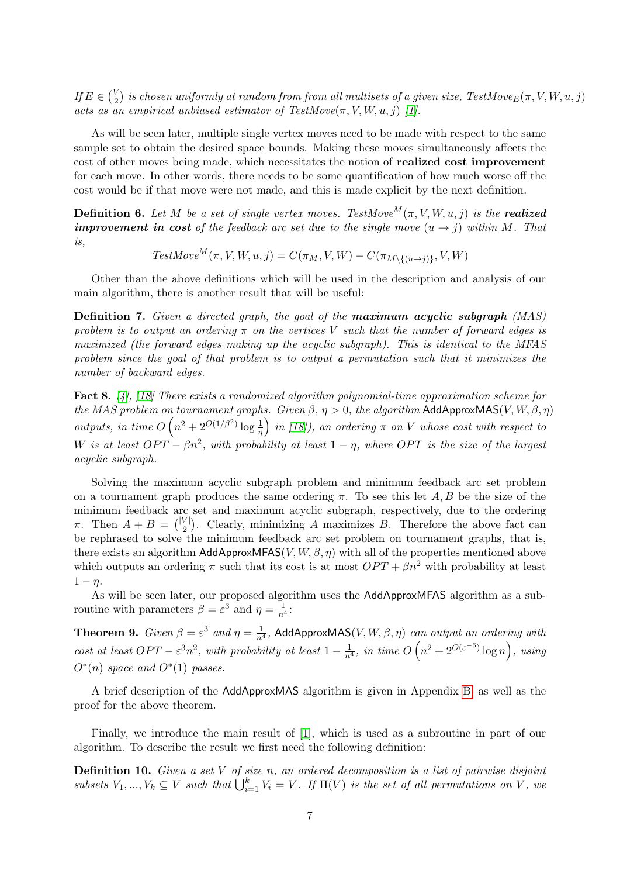*If $E \in \binom{V}{2}$ is chosen uniformly at random from from all multisets of a given size, $TestMove_E(\pi, V, W, u, j)$ acts as an empirical unbiased estimator of $TestMove(\pi, V, W, u, j)$ [1].*

As will be seen later, multiple single vertex moves need to be made with respect to the same sample set to obtain the desired space bounds. Making these moves simultaneously affects the cost of other moves being made, which necessitates the notion of **realized cost improvement** for each move. In other words, there needs to be some quantification of how much worse off the cost would be if that move were not made, and this is made explicit by the next definition.

**Definition 6.** *Let $M$ be a set of single vertex moves. $TestMove^M(\pi, V, W, u, j)$ is the* ***realized improvement in cost*** *of the feedback arc set due to the single move $(u \to j)$ within $M$. That is,*

$$TestMove^M(\pi, V, W, u, j) = C(\pi_M, V, W) - C(\pi_{M \setminus \{(u \to j)\}}, V, W)$$

Other than the above definitions which will be used in the description and analysis of our main algorithm, there is another result that will be useful:

**Definition 7.** *Given a directed graph, the goal of the* ***maximum acyclic subgraph*** *(MAS) problem is to output an ordering $\pi$ on the vertices $V$ such that the number of forward edges is maximized (the forward edges making up the acyclic subgraph). This is identical to the MFAS problem since the goal of that problem is to output a permutation such that it minimizes the number of backward edges.*

**Fact 8.** *[4], [18] There exists a randomized algorithm polynomial-time approximation scheme for the MAS problem on tournament graphs. Given $\beta$, $\eta > 0$, the algorithm* AddApproxMAS$(V, W, \beta, \eta)$ *outputs, in time $O\left(n^2 + 2^{O(1/\beta^2)} \log \frac{1}{\eta}\right)$ in [18]), an ordering $\pi$ on $V$ whose cost with respect to $W$ is at least $OPT - \beta n^2$, with probability at least $1 - \eta$, where $OPT$ is the size of the largest acyclic subgraph.*

Solving the maximum acyclic subgraph problem and minimum feedback arc set problem on a tournament graph produces the same ordering $\pi$. To see this let $A, B$ be the size of the minimum feedback arc set and maximum acyclic subgraph, respectively, due to the ordering $\pi$. Then $A + B = \binom{|V|}{2}$. Clearly, minimizing $A$ maximizes $B$. Therefore the above fact can be rephrased to solve the minimum feedback arc set problem on tournament graphs, that is, there exists an algorithm AddApproxMFAS$(V, W, \beta, \eta)$ with all of the properties mentioned above which outputs an ordering $\pi$ such that its cost is at most $OPT + \beta n^2$ with probability at least $1 - \eta$.

As will be seen later, our proposed algorithm uses the AddApproxMFAS algorithm as a subroutine with parameters $\beta = \varepsilon^3$ and $\eta = \frac{1}{n^4}$:

**Theorem 9.** *Given $\beta = \varepsilon^3$ and $\eta = \frac{1}{n^4}$,* AddApproxMAS$(V, W, \beta, \eta)$ *can output an ordering with cost at least $OPT - \varepsilon^3 n^2$, with probability at least $1 - \frac{1}{n^4}$, in time $O\left(n^2 + 2^{O(\varepsilon^{-6})} \log n\right)$, using $O^*(n)$ space and $O^*(1)$ passes.*

A brief description of the AddApproxMAS algorithm is given in Appendix B, as well as the proof for the above theorem.

Finally, we introduce the main result of [1], which is used as a subroutine in part of our algorithm. To describe the result we first need the following definition:

**Definition 10.** *Given a set $V$ of size $n$, an ordered decomposition is a list of pairwise disjoint subsets $V_1, ..., V_k \subseteq V$ such that $\bigcup_{i=1}^{k} V_i = V$. If $\Pi(V)$ is the set of all permutations on $V$, we*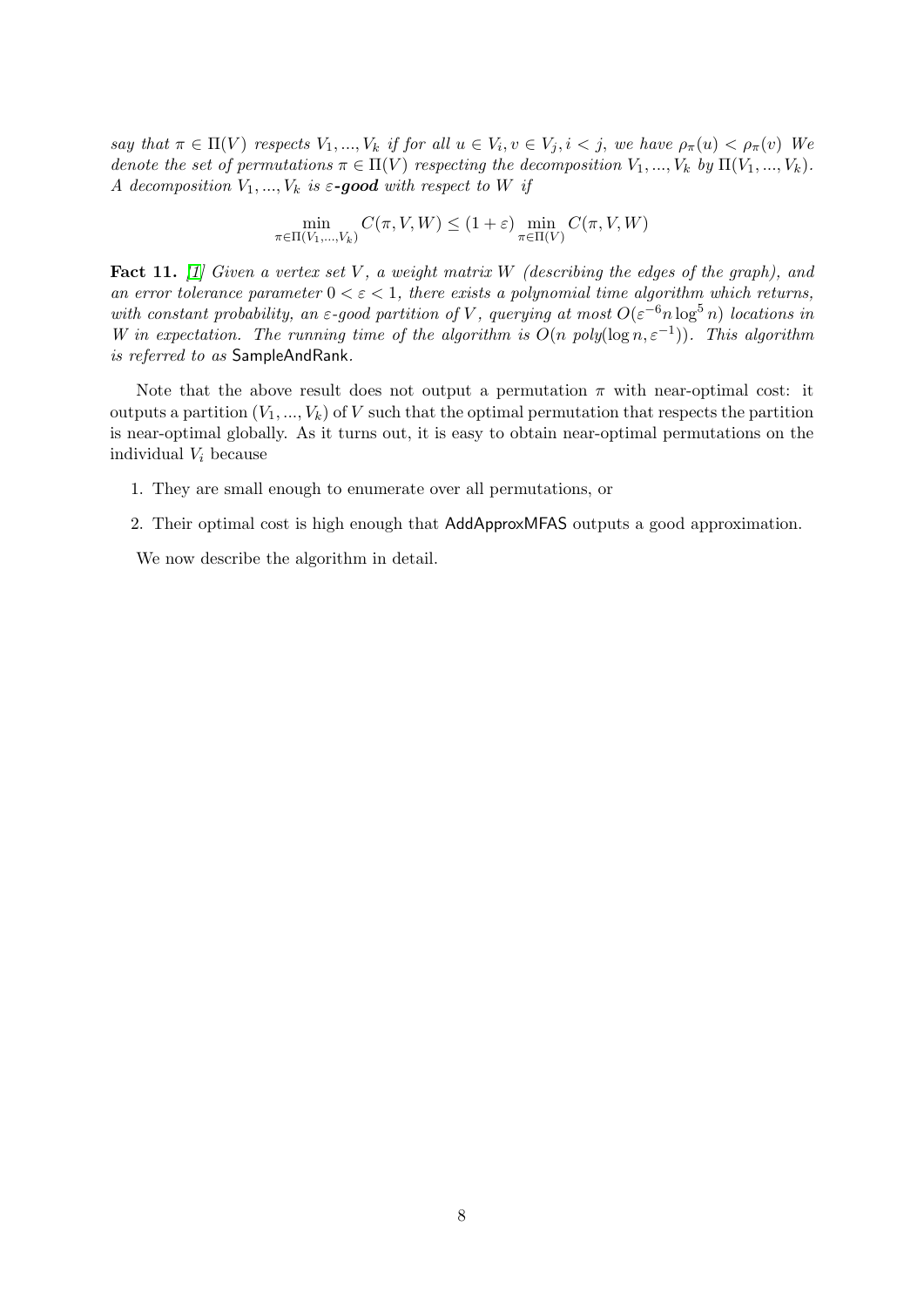*say that $\pi \in \Pi(V)$ respects $V_1, ..., V_k$ if for all $u \in V_i, v \in V_j, i < j$, we have $\rho_\pi(u) < \rho_\pi(v)$ We denote the set of permutations $\pi \in \Pi(V)$ respecting the decomposition $V_1, ..., V_k$ by $\Pi(V_1, ..., V_k)$. A decomposition $V_1, ..., V_k$ is $\varepsilon$-**good** with respect to $W$ if*

$$\min_{\pi \in \Pi(V_1,...,V_k)} C(\pi, V, W) \leq (1 + \varepsilon) \min_{\pi \in \Pi(V)} C(\pi, V, W)$$

**Fact 11.** *[1] Given a vertex set $V$, a weight matrix $W$ (describing the edges of the graph), and an error tolerance parameter $0 < \varepsilon < 1$, there exists a polynomial time algorithm which returns, with constant probability, an $\varepsilon$-good partition of $V$, querying at most $O(\varepsilon^{-6} n \log^5 n)$ locations in $W$ in expectation. The running time of the algorithm is $O(n \; poly(\log n, \varepsilon^{-1}))$. This algorithm is referred to as* SampleAndRank.

Note that the above result does not output a permutation $\pi$ with near-optimal cost: it outputs a partition $(V_1, ..., V_k)$ of $V$ such that the optimal permutation that respects the partition is near-optimal globally. As it turns out, it is easy to obtain near-optimal permutations on the individual $V_i$ because

1. They are small enough to enumerate over all permutations, or
2. Their optimal cost is high enough that AddApproxMFAS outputs a good approximation.

We now describe the algorithm in detail.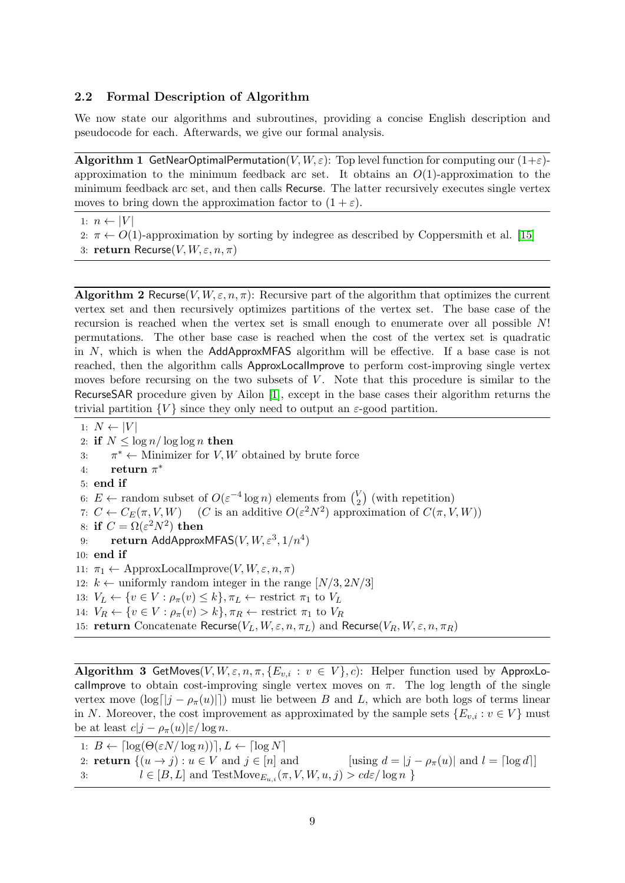### 2.2 Formal Description of Algorithm

We now state our algorithms and subroutines, providing a concise English description and pseudocode for each. Afterwards, we give our formal analysis.

---

**Algorithm 1** GetNearOptimalPermutation$(V, W, \varepsilon)$: Top level function for computing our $(1+\varepsilon)$-approximation to the minimum feedback arc set. It obtains an $O(1)$-approximation to the minimum feedback arc set, and then calls Recurse. The latter recursively executes single vertex moves to bring down the approximation factor to $(1+\varepsilon)$.

---

```
1: n ← |V|
2: π ← O(1)-approximation by sorting by indegree as described by Coppersmith et al. [15]
3: return Recurse(V, W, ε, n, π)
```

---

**Algorithm 2** Recurse$(V, W, \varepsilon, n, \pi)$: Recursive part of the algorithm that optimizes the current vertex set and then recursively optimizes partitions of the vertex set. The base case of the recursion is reached when the vertex set is small enough to enumerate over all possible $N!$ permutations. The other base case is reached when the cost of the vertex set is quadratic in $N$, which is when the AddApproxMFAS algorithm will be effective. If a base case is not reached, then the algorithm calls ApproxLocalImprove to perform cost-improving single vertex moves before recursing on the two subsets of $V$. Note that this procedure is similar to the RecurseSAR procedure given by Ailon [1], except in the base cases their algorithm returns the trivial partition $\{V\}$ since they only need to output an $\varepsilon$-good partition.

---

```
1: N ← |V|
2: if N ≤ log n / log log n then
3:     π* ← Minimizer for V, W obtained by brute force
4:     return π*
5: end if
6: E ← random subset of O(ε^{-4} log n) elements from (V choose 2) (with repetition)
7: C ← C_E(π, V, W)    (C is an additive O(ε^2 N^2) approximation of C(π, V, W))
8: if C = Ω(ε^2 N^2) then
9:     return AddApproxMFAS(V, W, ε^3, 1/n^4)
10: end if
11: π_1 ← ApproxLocalImprove(V, W, ε, n, π)
12: k ← uniformly random integer in the range [N/3, 2N/3]
13: V_L ← {v ∈ V : ρ_π(v) ≤ k}, π_L ← restrict π_1 to V_L
14: V_R ← {v ∈ V : ρ_π(v) > k}, π_R ← restrict π_1 to V_R
15: return Concatenate Recurse(V_L, W, ε, n, π_L) and Recurse(V_R, W, ε, n, π_R)
```

---

**Algorithm 3** GetMoves$(V, W, \varepsilon, n, \pi, \{E_{v,i} : v \in V\}, c)$: Helper function used by ApproxLocalImprove to obtain cost-improving single vertex moves on $\pi$. The log length of the single vertex move $(\log\lceil|j - \rho_\pi(u)|\rceil)$ must lie between $B$ and $L$, which are both logs of terms linear in $N$. Moreover, the cost improvement as approximated by the sample sets $\{E_{v,i} : v \in V\}$ must be at least $c|j - \rho_\pi(u)|\varepsilon/\log n$.

---

```
1: B ← ⌈log(Θ(εN/log n))⌉, L ← ⌈log N⌉
2: return {(u → j) : u ∈ V and j ∈ [n] and          [using d = |j − ρ_π(u)| and l = ⌈log d⌉]
3:         l ∈ [B, L] and TestMove_{E_{u,i}}(π, V, W, u, j) > cdε/log n }
```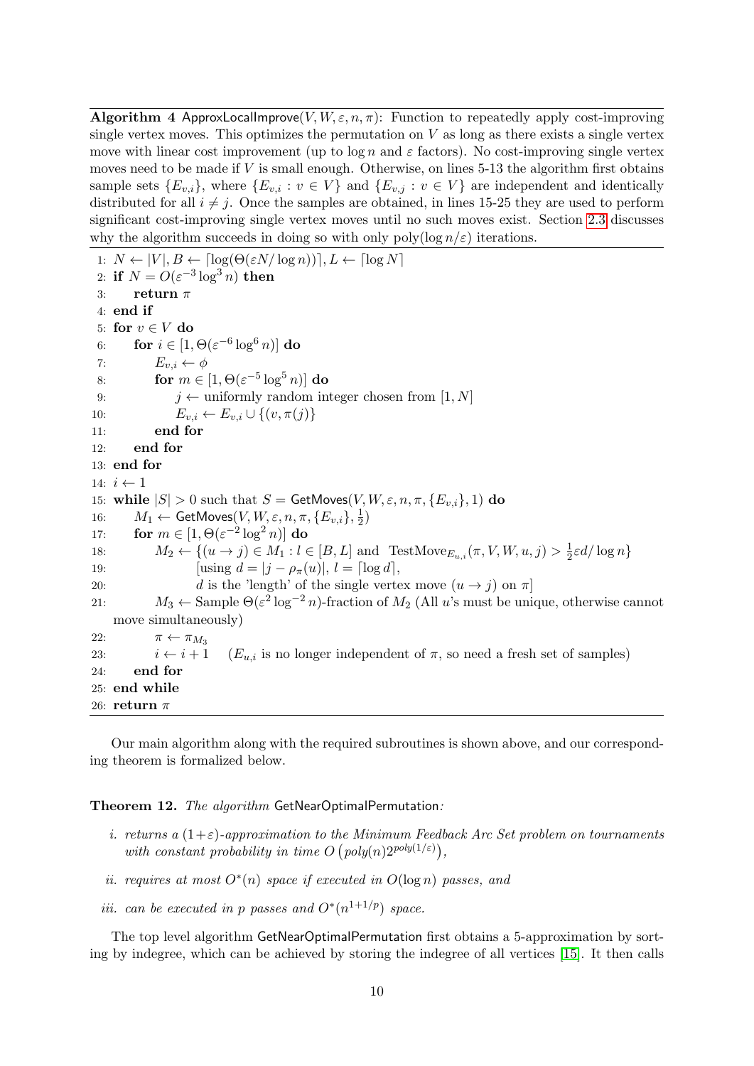**Algorithm 4** ApproxLocalImprove$(V, W, \varepsilon, n, \pi)$: Function to repeatedly apply cost-improving single vertex moves. This optimizes the permutation on $V$ as long as there exists a single vertex move with linear cost improvement (up to $\log n$ and $\varepsilon$ factors). No cost-improving single vertex moves need to be made if $V$ is small enough. Otherwise, on lines 5-13 the algorithm first obtains sample sets $\{E_{v,i}\}$, where $\{E_{v,i} : v \in V\}$ and $\{E_{v,j} : v \in V\}$ are independent and identically distributed for all $i \neq j$. Once the samples are obtained, in lines 15-25 they are used to perform significant cost-improving single vertex moves until no such moves exist. Section 2.3 discusses why the algorithm succeeds in doing so with only $\text{poly}(\log n/\varepsilon)$ iterations.

```
1: N ← |V|, B ← ⌈log(Θ(εN/ log n))⌉, L ← ⌈log N⌉
2: if N = O(ε^{-3} log^3 n) then
3:     return π
4: end if
5: for v ∈ V do
6:     for i ∈ [1, Θ(ε^{-6} log^6 n)] do
7:         E_{v,i} ← φ
8:         for m ∈ [1, Θ(ε^{-5} log^5 n)] do
9:             j ← uniformly random integer chosen from [1, N]
10:            E_{v,i} ← E_{v,i} ∪ {(v, π(j)}
11:        end for
12:    end for
13: end for
14: i ← 1
15: while |S| > 0 such that S = GetMoves(V, W, ε, n, π, {E_{v,i}}, 1) do
16:     M_1 ← GetMoves(V, W, ε, n, π, {E_{v,i}}, 1/2)
17:     for m ∈ [1, Θ(ε^{-2} log^2 n)] do
18:         M_2 ← {(u → j) ∈ M_1 : l ∈ [B, L] and TestMove_{E_{u,i}}(π, V, W, u, j) > (1/2)εd/ log n}
19:                 [using d = |j − ρ_π(u)|, l = ⌈log d⌉,
20:                 d is the 'length' of the single vertex move (u → j) on π]
21:         M_3 ← Sample Θ(ε^2 log^{-2} n)-fraction of M_2 (All u's must be unique, otherwise cannot
    move simultaneously)
22:         π ← π_{M_3}
23:         i ← i + 1    (E_{u,i} is no longer independent of π, so need a fresh set of samples)
24:     end for
25: end while
26: return π
```

Our main algorithm along with the required subroutines is shown above, and our corresponding theorem is formalized below.

**Theorem 12.** *The algorithm* GetNearOptimalPermutation*:*

*i. returns a $(1+\varepsilon)$-approximation to the Minimum Feedback Arc Set problem on tournaments with constant probability in time $O\left(poly(n)2^{poly(1/\varepsilon)}\right)$,*

*ii. requires at most $O^*(n)$ space if executed in $O(\log n)$ passes, and*

*iii. can be executed in $p$ passes and $O^*(n^{1+1/p})$ space.*

The top level algorithm GetNearOptimalPermutation first obtains a 5-approximation by sorting by indegree, which can be achieved by storing the indegree of all vertices [15]. It then calls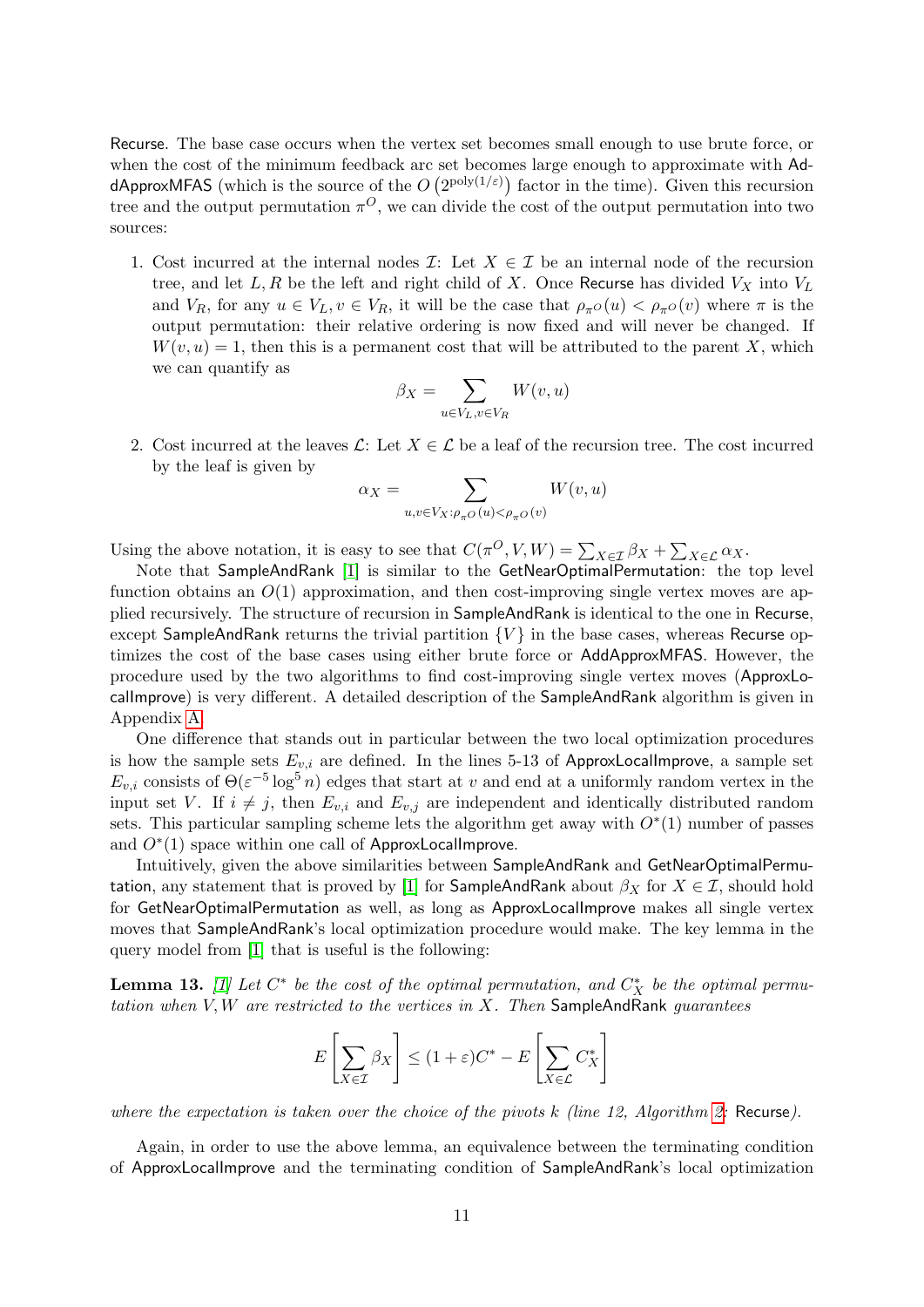Recurse. The base case occurs when the vertex set becomes small enough to use brute force, or when the cost of the minimum feedback arc set becomes large enough to approximate with AddApproxMFAS (which is the source of the $O\left(2^{\text{poly}(1/\varepsilon)}\right)$ factor in the time). Given this recursion tree and the output permutation $\pi^O$, we can divide the cost of the output permutation into two sources:

1. Cost incurred at the internal nodes $\mathcal{I}$: Let $X \in \mathcal{I}$ be an internal node of the recursion tree, and let $L, R$ be the left and right child of $X$. Once Recurse has divided $V_X$ into $V_L$ and $V_R$, for any $u \in V_L, v \in V_R$, it will be the case that $\rho_{\pi^O}(u) < \rho_{\pi^O}(v)$ where $\pi$ is the output permutation: their relative ordering is now fixed and will never be changed. If $W(v, u) = 1$, then this is a permanent cost that will be attributed to the parent $X$, which we can quantify as

$$\beta_X = \sum_{u \in V_L, v \in V_R} W(v, u)$$

2. Cost incurred at the leaves $\mathcal{L}$: Let $X \in \mathcal{L}$ be a leaf of the recursion tree. The cost incurred by the leaf is given by

$$\alpha_X = \sum_{u,v \in V_X : \rho_{\pi^O}(u) < \rho_{\pi^O}(v)} W(v, u)$$

Using the above notation, it is easy to see that $C(\pi^O, V, W) = \sum_{X \in \mathcal{I}} \beta_X + \sum_{X \in \mathcal{L}} \alpha_X$.

Note that SampleAndRank [1] is similar to the GetNearOptimalPermutation: the top level function obtains an $O(1)$ approximation, and then cost-improving single vertex moves are applied recursively. The structure of recursion in SampleAndRank is identical to the one in Recurse, except SampleAndRank returns the trivial partition $\{V\}$ in the base cases, whereas Recurse optimizes the cost of the base cases using either brute force or AddApproxMFAS. However, the procedure used by the two algorithms to find cost-improving single vertex moves (ApproxLocalImprove) is very different. A detailed description of the SampleAndRank algorithm is given in Appendix A.

One difference that stands out in particular between the two local optimization procedures is how the sample sets $E_{v,i}$ are defined. In the lines 5-13 of ApproxLocalImprove, a sample set $E_{v,i}$ consists of $\Theta(\varepsilon^{-5} \log^5 n)$ edges that start at $v$ and end at a uniformly random vertex in the input set $V$. If $i \neq j$, then $E_{v,i}$ and $E_{v,j}$ are independent and identically distributed random sets. This particular sampling scheme lets the algorithm get away with $O^*(1)$ number of passes and $O^*(1)$ space within one call of ApproxLocalImprove.

Intuitively, given the above similarities between SampleAndRank and GetNearOptimalPermutation, any statement that is proved by [1] for SampleAndRank about $\beta_X$ for $X \in \mathcal{I}$, should hold for GetNearOptimalPermutation as well, as long as ApproxLocalImprove makes all single vertex moves that SampleAndRank's local optimization procedure would make. The key lemma in the query model from [1] that is useful is the following:

**Lemma 13.** *[1] Let $C^*$ be the cost of the optimal permutation, and $C^*_X$ be the optimal permutation when $V, W$ are restricted to the vertices in $X$. Then* SampleAndRank *guarantees*

$$E\left[\sum_{X \in \mathcal{I}} \beta_X\right] \leq (1 + \varepsilon)C^* - E\left[\sum_{X \in \mathcal{L}} C^*_X\right]$$

*where the expectation is taken over the choice of the pivots $k$ (line 12, Algorithm 2:* Recurse*).*

Again, in order to use the above lemma, an equivalence between the terminating condition of ApproxLocalImprove and the terminating condition of SampleAndRank's local optimization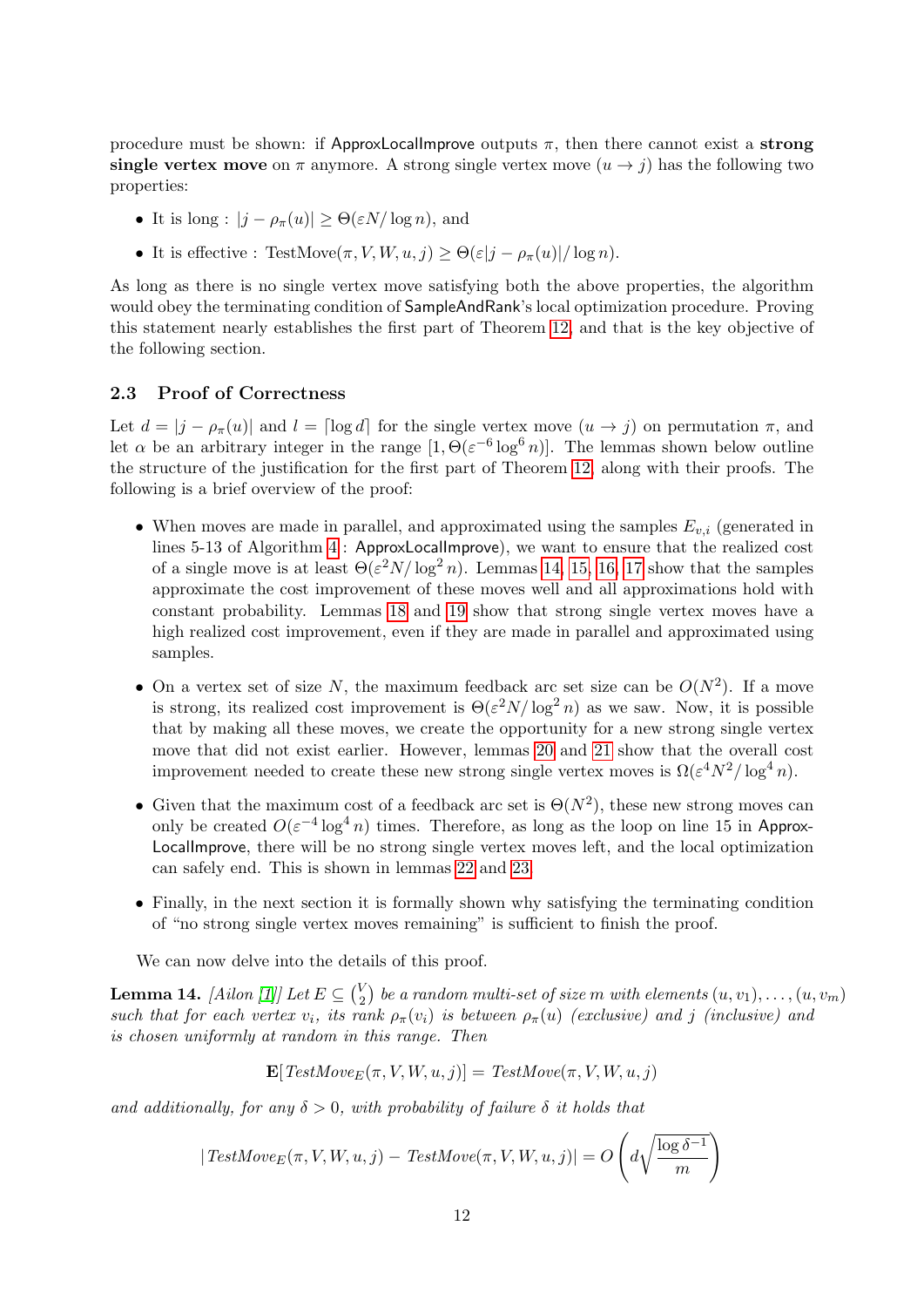procedure must be shown: if ApproxLocalImprove outputs $\pi$, then there cannot exist a **strong single vertex move** on $\pi$ anymore. A strong single vertex move $(u \to j)$ has the following two properties:

- It is long : $|j - \rho_\pi(u)| \geq \Theta(\varepsilon N / \log n)$, and
- It is effective : $\text{TestMove}(\pi, V, W, u, j) \geq \Theta(\varepsilon |j - \rho_\pi(u)| / \log n)$.

As long as there is no single vertex move satisfying both the above properties, the algorithm would obey the terminating condition of SampleAndRank's local optimization procedure. Proving this statement nearly establishes the first part of Theorem 12, and that is the key objective of the following section.

### 2.3 Proof of Correctness

Let $d = |j - \rho_\pi(u)|$ and $l = \lceil \log d \rceil$ for the single vertex move $(u \to j)$ on permutation $\pi$, and let $\alpha$ be an arbitrary integer in the range $[1, \Theta(\varepsilon^{-6} \log^6 n)]$. The lemmas shown below outline the structure of the justification for the first part of Theorem 12, along with their proofs. The following is a brief overview of the proof:

- When moves are made in parallel, and approximated using the samples $E_{v,i}$ (generated in lines 5-13 of Algorithm 4 : ApproxLocalImprove), we want to ensure that the realized cost of a single move is at least $\Theta(\varepsilon^2 N / \log^2 n)$. Lemmas 14, 15, 16, 17 show that the samples approximate the cost improvement of these moves well and all approximations hold with constant probability. Lemmas 18 and 19 show that strong single vertex moves have a high realized cost improvement, even if they are made in parallel and approximated using samples.
- On a vertex set of size $N$, the maximum feedback arc set size can be $O(N^2)$. If a move is strong, its realized cost improvement is $\Theta(\varepsilon^2 N / \log^2 n)$ as we saw. Now, it is possible that by making all these moves, we create the opportunity for a new strong single vertex move that did not exist earlier. However, lemmas 20 and 21 show that the overall cost improvement needed to create these new strong single vertex moves is $\Omega(\varepsilon^4 N^2 / \log^4 n)$.
- Given that the maximum cost of a feedback arc set is $\Theta(N^2)$, these new strong moves can only be created $O(\varepsilon^{-4} \log^4 n)$ times. Therefore, as long as the loop on line 15 in ApproxLocalImprove, there will be no strong single vertex moves left, and the local optimization can safely end. This is shown in lemmas 22 and 23.
- Finally, in the next section it is formally shown why satisfying the terminating condition of "no strong single vertex moves remaining" is sufficient to finish the proof.

We can now delve into the details of this proof.

**Lemma 14.** *[Ailon [1]] Let $E \subseteq \binom{V}{2}$ be a random multi-set of size $m$ with elements $(u, v_1), \ldots, (u, v_m)$ such that for each vertex $v_i$, its rank $\rho_\pi(v_i)$ is between $\rho_\pi(u)$ (exclusive) and $j$ (inclusive) and is chosen uniformly at random in this range. Then*

$$\mathbf{E}[\mathit{TestMove}_E(\pi, V, W, u, j)] = \mathit{TestMove}(\pi, V, W, u, j)$$

*and additionally, for any $\delta > 0$, with probability of failure $\delta$ it holds that*

$$|\,\mathit{TestMove}_E(\pi, V, W, u, j) - \mathit{TestMove}(\pi, V, W, u, j)| = O\left(d\sqrt{\frac{\log \delta^{-1}}{m}}\right)$$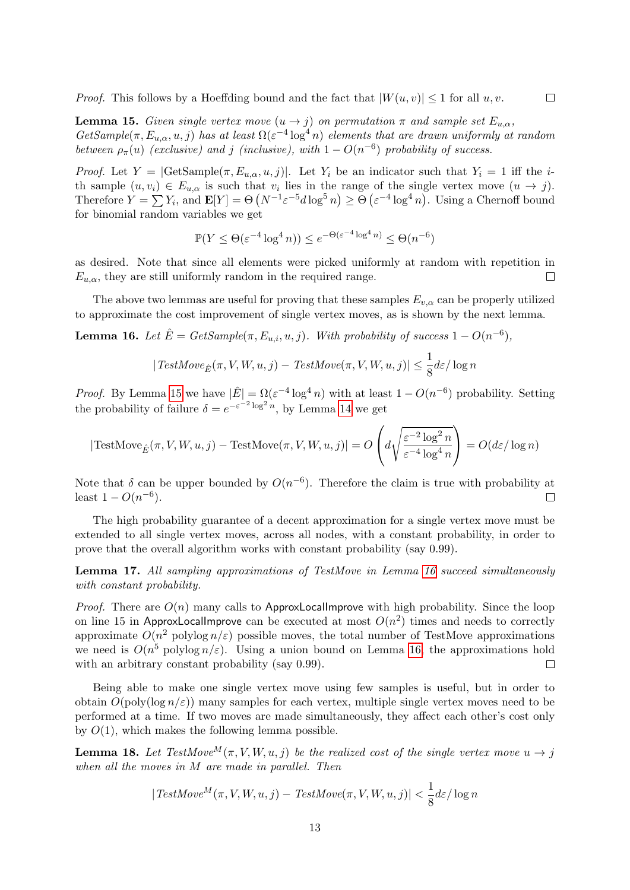*Proof.* This follows by a Hoeffding bound and the fact that $|W(u,v)| \leq 1$ for all $u, v$. $\square$

**Lemma 15.** *Given single vertex move $(u \to j)$ on permutation $\pi$ and sample set $E_{u,\alpha}$, GetSample$(\pi, E_{u,\alpha}, u, j)$ has at least $\Omega(\varepsilon^{-4}\log^4 n)$ elements that are drawn uniformly at random between $\rho_\pi(u)$ (exclusive) and $j$ (inclusive), with $1 - O(n^{-6})$ probability of success.*

*Proof.* Let $Y = |\text{GetSample}(\pi, E_{u,\alpha}, u, j)|$. Let $Y_i$ be an indicator such that $Y_i = 1$ iff the $i$-th sample $(u, v_i) \in E_{u,\alpha}$ is such that $v_i$ lies in the range of the single vertex move $(u \to j)$. Therefore $Y = \sum Y_i$, and $\mathbf{E}[Y] = \Theta\left(N^{-1}\varepsilon^{-5} d \log^5 n\right) \geq \Theta\left(\varepsilon^{-4}\log^4 n\right)$. Using a Chernoff bound for binomial random variables we get

$$\mathbb{P}(Y \leq \Theta(\varepsilon^{-4}\log^4 n)) \leq e^{-\Theta(\varepsilon^{-4}\log^4 n)} \leq \Theta(n^{-6})$$

as desired. Note that since all elements were picked uniformly at random with repetition in $E_{u,\alpha}$, they are still uniformly random in the required range. $\square$

The above two lemmas are useful for proving that these samples $E_{v,\alpha}$ can be properly utilized to approximate the cost improvement of single vertex moves, as is shown by the next lemma.

**Lemma 16.** *Let $\hat{E} = $ GetSample$(\pi, E_{u,i}, u, j)$. With probability of success $1 - O(n^{-6})$,*

$$|\textit{TestMove}_{\hat{E}}(\pi, V, W, u, j) - \textit{TestMove}(\pi, V, W, u, j)| \leq \frac{1}{8} d\varepsilon / \log n$$

*Proof.* By Lemma 15 we have $|\hat{E}| = \Omega(\varepsilon^{-4}\log^4 n)$ with at least $1 - O(n^{-6})$ probability. Setting the probability of failure $\delta = e^{-\varepsilon^{-2}\log^2 n}$, by Lemma 14 we get

$$|\text{TestMove}_{\hat{E}}(\pi, V, W, u, j) - \text{TestMove}(\pi, V, W, u, j)| = O\left(d\sqrt{\frac{\varepsilon^{-2}\log^2 n}{\varepsilon^{-4}\log^4 n}}\right) = O(d\varepsilon/\log n)$$

Note that $\delta$ can be upper bounded by $O(n^{-6})$. Therefore the claim is true with probability at least $1 - O(n^{-6})$. $\square$

The high probability guarantee of a decent approximation for a single vertex move must be extended to all single vertex moves, across all nodes, with a constant probability, in order to prove that the overall algorithm works with constant probability (say 0.99).

**Lemma 17.** *All sampling approximations of TestMove in Lemma 16 succeed simultaneously with constant probability.*

*Proof.* There are $O(n)$ many calls to ApproxLocalImprove with high probability. Since the loop on line 15 in ApproxLocalImprove can be executed at most $O(n^2)$ times and needs to correctly approximate $O(n^2 \operatorname{polylog} n/\varepsilon)$ possible moves, the total number of TestMove approximations we need is $O(n^5 \operatorname{polylog} n/\varepsilon)$. Using a union bound on Lemma 16, the approximations hold with an arbitrary constant probability (say 0.99). $\square$

Being able to make one single vertex move using few samples is useful, but in order to obtain $O(\text{poly}(\log n/\varepsilon))$ many samples for each vertex, multiple single vertex moves need to be performed at a time. If two moves are made simultaneously, they affect each other's cost only by $O(1)$, which makes the following lemma possible.

**Lemma 18.** *Let $\textit{TestMove}^M(\pi, V, W, u, j)$ be the realized cost of the single vertex move $u \to j$ when all the moves in $M$ are made in parallel. Then*

$$|\textit{TestMove}^M(\pi, V, W, u, j) - \textit{TestMove}(\pi, V, W, u, j)| < \frac{1}{8} d\varepsilon / \log n$$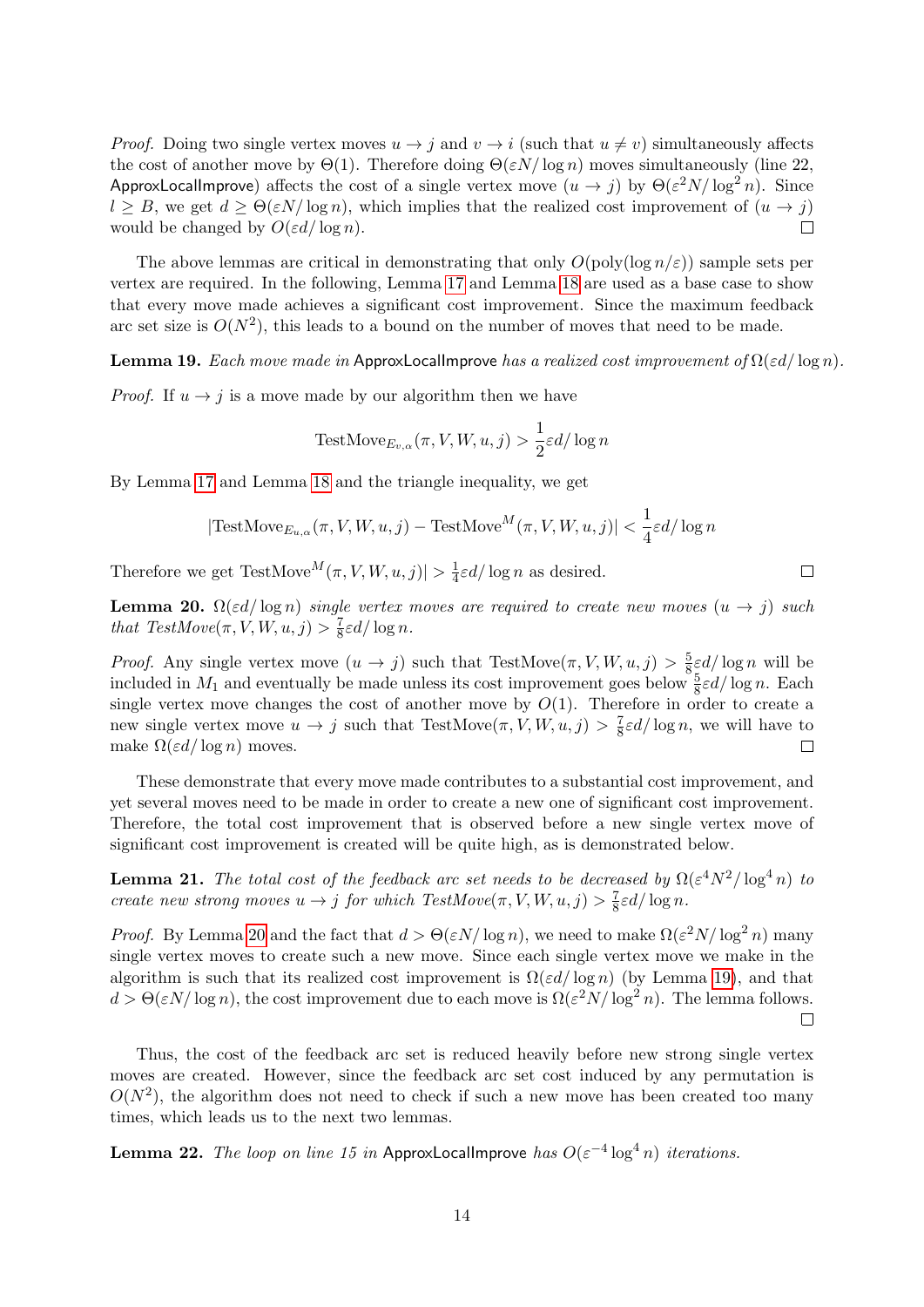*Proof.* Doing two single vertex moves $u \to j$ and $v \to i$ (such that $u \neq v$) simultaneously affects the cost of another move by $\Theta(1)$. Therefore doing $\Theta(\varepsilon N/\log n)$ moves simultaneously (line 22, ApproxLocalImprove) affects the cost of a single vertex move $(u \to j)$ by $\Theta(\varepsilon^2 N/\log^2 n)$. Since $l \geq B$, we get $d \geq \Theta(\varepsilon N/\log n)$, which implies that the realized cost improvement of $(u \to j)$ would be changed by $O(\varepsilon d/\log n)$. ◻

The above lemmas are critical in demonstrating that only $O(\text{poly}(\log n/\varepsilon))$ sample sets per vertex are required. In the following, Lemma 17 and Lemma 18 are used as a base case to show that every move made achieves a significant cost improvement. Since the maximum feedback arc set size is $O(N^2)$, this leads to a bound on the number of moves that need to be made.

**Lemma 19.** *Each move made in* ApproxLocalImprove *has a realized cost improvement of* $\Omega(\varepsilon d/\log n)$*.*

*Proof.* If $u \to j$ is a move made by our algorithm then we have

$$\text{TestMove}_{E_{v,\alpha}}(\pi, V, W, u, j) > \frac{1}{2}\varepsilon d/\log n$$

By Lemma 17 and Lemma 18 and the triangle inequality, we get

$$|\text{TestMove}_{E_{u,\alpha}}(\pi, V, W, u, j) - \text{TestMove}^M(\pi, V, W, u, j)| < \frac{1}{4}\varepsilon d/\log n$$

Therefore we get $\text{TestMove}^M(\pi, V, W, u, j)| > \frac{1}{4}\varepsilon d/\log n$ as desired. ◻

**Lemma 20.** *$\Omega(\varepsilon d/\log n)$ single vertex moves are required to create new moves $(u \to j)$ such that $\mathit{TestMove}(\pi, V, W, u, j) > \frac{7}{8}\varepsilon d/\log n$.*

*Proof.* Any single vertex move $(u \to j)$ such that $\text{TestMove}(\pi, V, W, u, j) > \frac{5}{8}\varepsilon d/\log n$ will be included in $M_1$ and eventually be made unless its cost improvement goes below $\frac{5}{8}\varepsilon d/\log n$. Each single vertex move changes the cost of another move by $O(1)$. Therefore in order to create a new single vertex move $u \to j$ such that $\text{TestMove}(\pi, V, W, u, j) > \frac{7}{8}\varepsilon d/\log n$, we will have to make $\Omega(\varepsilon d/\log n)$ moves. ◻

These demonstrate that every move made contributes to a substantial cost improvement, and yet several moves need to be made in order to create a new one of significant cost improvement. Therefore, the total cost improvement that is observed before a new single vertex move of significant cost improvement is created will be quite high, as is demonstrated below.

**Lemma 21.** *The total cost of the feedback arc set needs to be decreased by $\Omega(\varepsilon^4 N^2/\log^4 n)$ to create new strong moves $u \to j$ for which $\mathit{TestMove}(\pi, V, W, u, j) > \frac{7}{8}\varepsilon d/\log n$.*

*Proof.* By Lemma 20 and the fact that $d > \Theta(\varepsilon N/\log n)$, we need to make $\Omega(\varepsilon^2 N/\log^2 n)$ many single vertex moves to create such a new move. Since each single vertex move we make in the algorithm is such that its realized cost improvement is $\Omega(\varepsilon d/\log n)$ (by Lemma 19), and that $d > \Theta(\varepsilon N/\log n)$, the cost improvement due to each move is $\Omega(\varepsilon^2 N/\log^2 n)$. The lemma follows. ◻

Thus, the cost of the feedback arc set is reduced heavily before new strong single vertex moves are created. However, since the feedback arc set cost induced by any permutation is $O(N^2)$, the algorithm does not need to check if such a new move has been created too many times, which leads us to the next two lemmas.

**Lemma 22.** *The loop on line 15 in* ApproxLocalImprove *has $O(\varepsilon^{-4}\log^4 n)$ iterations.*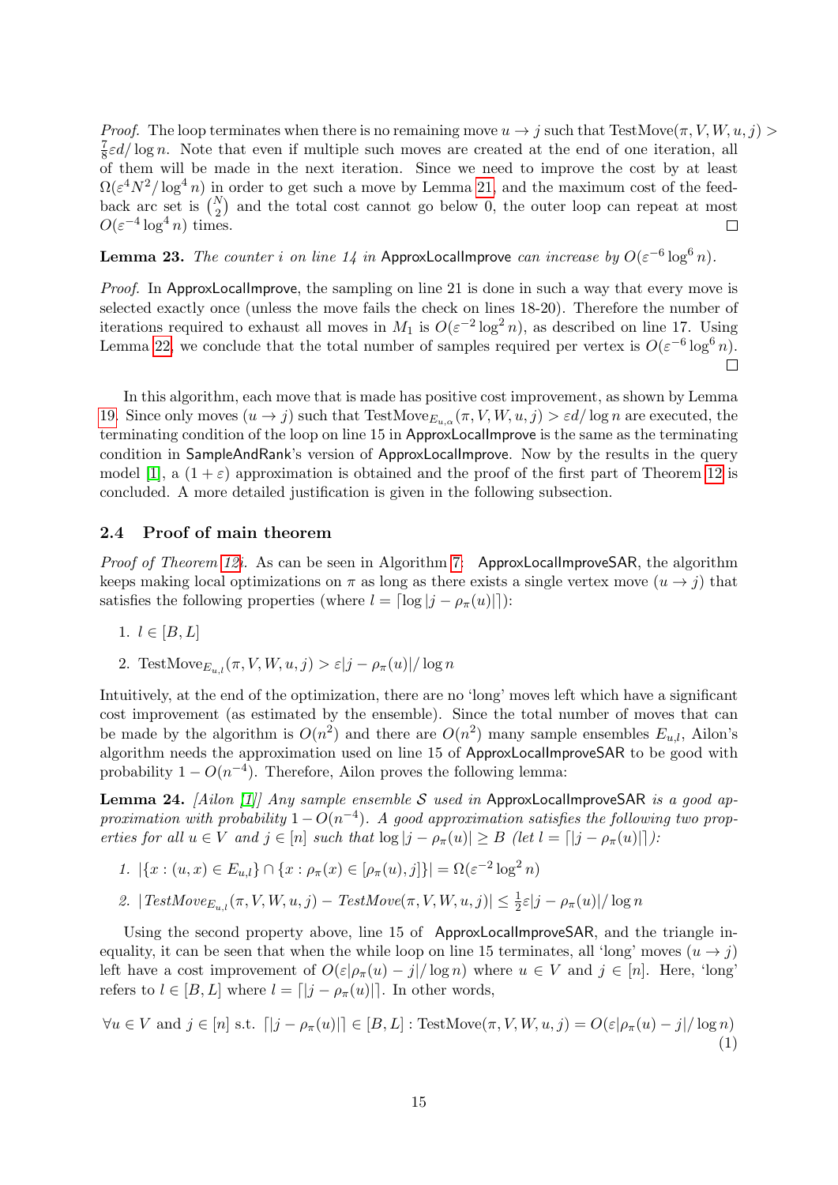*Proof.* The loop terminates when there is no remaining move $u \to j$ such that $\text{TestMove}(\pi, V, W, u, j) > \frac{7}{8}\varepsilon d/\log n$. Note that even if multiple such moves are created at the end of one iteration, all of them will be made in the next iteration. Since we need to improve the cost by at least $\Omega(\varepsilon^4 N^2/\log^4 n)$ in order to get such a move by Lemma 21, and the maximum cost of the feedback arc set is $\binom{N}{2}$ and the total cost cannot go below 0, the outer loop can repeat at most $O(\varepsilon^{-4}\log^4 n)$ times. ◻

**Lemma 23.** *The counter $i$ on line 14 in* ApproxLocalImprove *can increase by $O(\varepsilon^{-6}\log^6 n)$.*

*Proof.* In ApproxLocalImprove, the sampling on line 21 is done in such a way that every move is selected exactly once (unless the move fails the check on lines 18-20). Therefore the number of iterations required to exhaust all moves in $M_1$ is $O(\varepsilon^{-2}\log^2 n)$, as described on line 17. Using Lemma 22, we conclude that the total number of samples required per vertex is $O(\varepsilon^{-6}\log^6 n)$. ◻

In this algorithm, each move that is made has positive cost improvement, as shown by Lemma 19. Since only moves $(u \to j)$ such that $\text{TestMove}_{E_{u,\alpha}}(\pi, V, W, u, j) > \varepsilon d/\log n$ are executed, the terminating condition of the loop on line 15 in ApproxLocalImprove is the same as the terminating condition in SampleAndRank's version of ApproxLocalImprove. Now by the results in the query model [1], a $(1+\varepsilon)$ approximation is obtained and the proof of the first part of Theorem 12 is concluded. A more detailed justification is given in the following subsection.

## 2.4 Proof of main theorem

*Proof of Theorem 12i.* As can be seen in Algorithm 7: ApproxLocalImproveSAR, the algorithm keeps making local optimizations on $\pi$ as long as there exists a single vertex move $(u \to j)$ that satisfies the following properties (where $l = \lceil \log |j - \rho_\pi(u)| \rceil$):

1. $l \in [B, L]$
2. $\text{TestMove}_{E_{u,l}}(\pi, V, W, u, j) > \varepsilon |j - \rho_\pi(u)|/\log n$

Intuitively, at the end of the optimization, there are no 'long' moves left which have a significant cost improvement (as estimated by the ensemble). Since the total number of moves that can be made by the algorithm is $O(n^2)$ and there are $O(n^2)$ many sample ensembles $E_{u,l}$, Ailon's algorithm needs the approximation used on line 15 of ApproxLocalImproveSAR to be good with probability $1 - O(n^{-4})$. Therefore, Ailon proves the following lemma:

**Lemma 24.** *[Ailon [1]] Any sample ensemble $\mathcal{S}$ used in* ApproxLocalImproveSAR *is a good approximation with probability $1 - O(n^{-4})$. A good approximation satisfies the following two properties for all $u \in V$ and $j \in [n]$ such that $\log |j - \rho_\pi(u)| \geq B$ (let $l = \lceil |j - \rho_\pi(u)| \rceil$):*

1. $|\{x : (u, x) \in E_{u,l}\} \cap \{x : \rho_\pi(x) \in [\rho_\pi(u), j]\}| = \Omega(\varepsilon^{-2}\log^2 n)$
2. $|\mathit{TestMove}_{E_{u,l}}(\pi, V, W, u, j) - \mathit{TestMove}(\pi, V, W, u, j)| \leq \frac{1}{2}\varepsilon |j - \rho_\pi(u)|/\log n$

Using the second property above, line 15 of ApproxLocalImproveSAR, and the triangle inequality, it can be seen that when the while loop on line 15 terminates, all 'long' moves $(u \to j)$ left have a cost improvement of $O(\varepsilon|\rho_\pi(u) - j|/\log n)$ where $u \in V$ and $j \in [n]$. Here, 'long' refers to $l \in [B, L]$ where $l = \lceil |j - \rho_\pi(u)| \rceil$. In other words,

$$\forall u \in V \text{ and } j \in [n] \text{ s.t. } \lceil |j - \rho_\pi(u)| \rceil \in [B, L] : \text{TestMove}(\pi, V, W, u, j) = O(\varepsilon |\rho_\pi(u) - j|/\log n) \tag{1}$$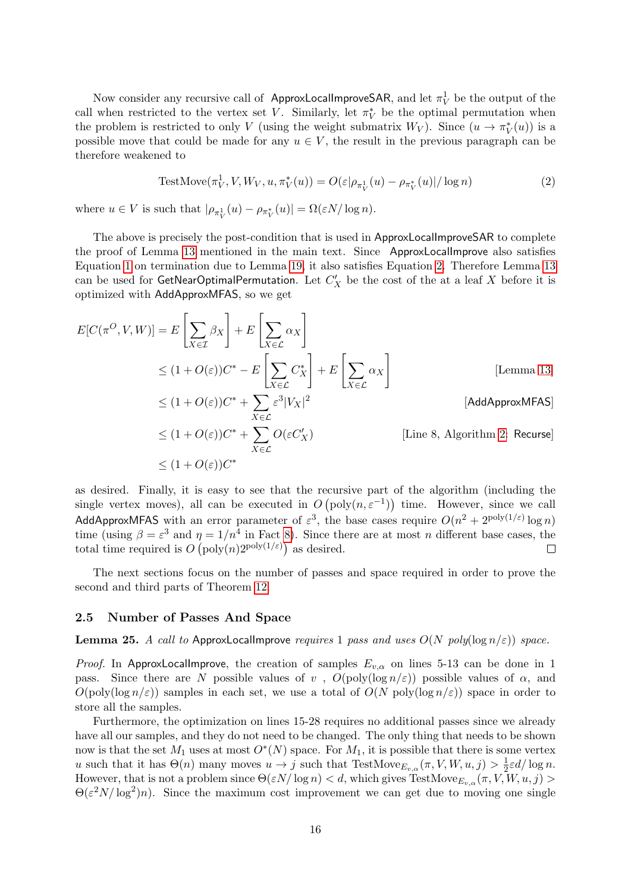Now consider any recursive call of ApproxLocalImproveSAR, and let $\pi_V^1$ be the output of the call when restricted to the vertex set $V$. Similarly, let $\pi_V^*$ be the optimal permutation when the problem is restricted to only $V$ (using the weight submatrix $W_V$). Since $(u \to \pi_V^*(u))$ is a possible move that could be made for any $u \in V$, the result in the previous paragraph can be therefore weakened to

$$\text{TestMove}(\pi_V^1, V, W_V, u, \pi_V^*(u)) = O(\varepsilon|\rho_{\pi_V^1}(u) - \rho_{\pi_V^*}(u)|/\log n) \tag{2}$$

where $u \in V$ is such that $|\rho_{\pi_V^1}(u) - \rho_{\pi_V^*}(u)| = \Omega(\varepsilon N/\log n)$.

The above is precisely the post-condition that is used in ApproxLocalImproveSAR to complete the proof of Lemma 13 mentioned in the main text. Since ApproxLocalImprove also satisfies Equation 1 on termination due to Lemma 19, it also satisfies Equation 2. Therefore Lemma 13 can be used for GetNearOptimalPermutation. Let $C'_X$ be the cost of the at a leaf $X$ before it is optimized with AddApproxMFAS, so we get

$$\begin{aligned}
E[C(\pi^O, V, W)] &= E\left[\sum_{X \in \mathcal{I}} \beta_X\right] + E\left[\sum_{X \in \mathcal{L}} \alpha_X\right] \\
&\leq (1 + O(\varepsilon))C^* - E\left[\sum_{X \in \mathcal{L}} C_X^*\right] + E\left[\sum_{X \in \mathcal{L}} \alpha_X\right] && \text{[Lemma 13]} \\
&\leq (1 + O(\varepsilon))C^* + \sum_{X \in \mathcal{L}} \varepsilon^3 |V_X|^2 && \text{[AddApproxMFAS]} \\
&\leq (1 + O(\varepsilon))C^* + \sum_{X \in \mathcal{L}} O(\varepsilon C'_X) && \text{[Line 8, Algorithm 2: Recurse]} \\
&\leq (1 + O(\varepsilon))C^*
\end{aligned}$$

as desired. Finally, it is easy to see that the recursive part of the algorithm (including the single vertex moves), all can be executed in $O\left(\text{poly}(n, \varepsilon^{-1})\right)$ time. However, since we call AddApproxMFAS with an error parameter of $\varepsilon^3$, the base cases require $O(n^2 + 2^{\text{poly}(1/\varepsilon)} \log n)$ time (using $\beta = \varepsilon^3$ and $\eta = 1/n^4$ in Fact 8). Since there are at most $n$ different base cases, the total time required is $O\left(\text{poly}(n) 2^{\text{poly}(1/\varepsilon)}\right)$ as desired. ◻

The next sections focus on the number of passes and space required in order to prove the second and third parts of Theorem 12.

### 2.5 Number of Passes And Space

**Lemma 25.** *A call to* ApproxLocalImprove *requires* 1 *pass and uses* $O(N \text{ poly}(\log n/\varepsilon))$ *space.*

*Proof.* In ApproxLocalImprove, the creation of samples $E_{v,\alpha}$ on lines 5-13 can be done in 1 pass. Since there are $N$ possible values of $v$ , $O(\text{poly}(\log n/\varepsilon))$ possible values of $\alpha$, and $O(\text{poly}(\log n/\varepsilon))$ samples in each set, we use a total of $O(N \text{ poly}(\log n/\varepsilon))$ space in order to store all the samples.

Furthermore, the optimization on lines 15-28 requires no additional passes since we already have all our samples, and they do not need to be changed. The only thing that needs to be shown now is that the set $M_1$ uses at most $O^*(N)$ space. For $M_1$, it is possible that there is some vertex $u$ such that it has $\Theta(n)$ many moves $u \to j$ such that $\text{TestMove}_{E_{v,\alpha}}(\pi, V, W, u, j) > \frac{1}{2}\varepsilon d/\log n$. However, that is not a problem since $\Theta(\varepsilon N/\log n) < d$, which gives $\text{TestMove}_{E_{v,\alpha}}(\pi, V, W, u, j) > \Theta(\varepsilon^2 N/\log^2) n)$. Since the maximum cost improvement we can get due to moving one single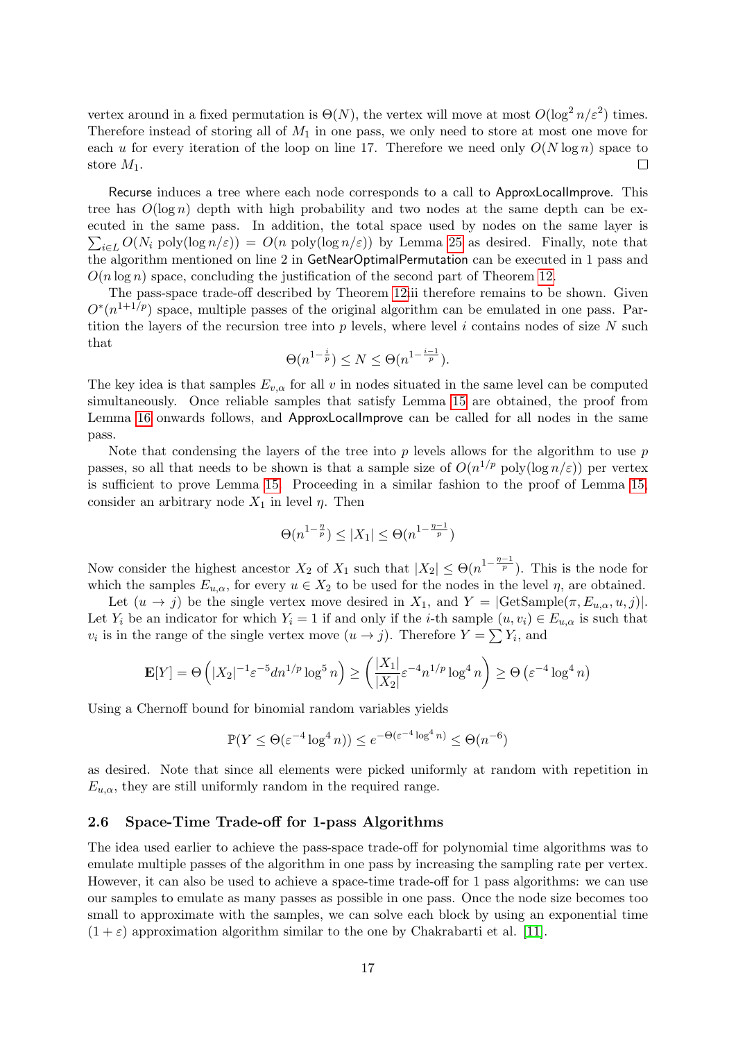vertex around in a fixed permutation is $\Theta(N)$, the vertex will move at most $O(\log^2 n/\varepsilon^2)$ times. Therefore instead of storing all of $M_1$ in one pass, we only need to store at most one move for each $u$ for every iteration of the loop on line 17. Therefore we need only $O(N \log n)$ space to store $M_1$. ☐

Recurse induces a tree where each node corresponds to a call to ApproxLocalImprove. This tree has $O(\log n)$ depth with high probability and two nodes at the same depth can be executed in the same pass. In addition, the total space used by nodes on the same layer is $\sum_{i \in L} O(N_i \text{ poly}(\log n/\varepsilon)) = O(n \text{ poly}(\log n/\varepsilon))$ by Lemma 25 as desired. Finally, note that the algorithm mentioned on line 2 in GetNearOptimalPermutation can be executed in 1 pass and $O(n \log n)$ space, concluding the justification of the second part of Theorem 12.

The pass-space trade-off described by Theorem 12iii therefore remains to be shown. Given $O^*(n^{1+1/p})$ space, multiple passes of the original algorithm can be emulated in one pass. Partition the layers of the recursion tree into $p$ levels, where level $i$ contains nodes of size $N$ such that

$$\Theta(n^{1-\frac{i}{p}}) \leq N \leq \Theta(n^{1-\frac{i-1}{p}}).$$

The key idea is that samples $E_{v,\alpha}$ for all $v$ in nodes situated in the same level can be computed simultaneously. Once reliable samples that satisfy Lemma 15 are obtained, the proof from Lemma 16 onwards follows, and ApproxLocalImprove can be called for all nodes in the same pass.

Note that condensing the layers of the tree into $p$ levels allows for the algorithm to use $p$ passes, so all that needs to be shown is that a sample size of $O(n^{1/p} \text{ poly}(\log n/\varepsilon))$ per vertex is sufficient to prove Lemma 15. Proceeding in a similar fashion to the proof of Lemma 15, consider an arbitrary node $X_1$ in level $\eta$. Then

$$\Theta(n^{1-\frac{\eta}{p}}) \leq |X_1| \leq \Theta(n^{1-\frac{\eta-1}{p}})$$

Now consider the highest ancestor $X_2$ of $X_1$ such that $|X_2| \leq \Theta(n^{1-\frac{\eta-1}{p}})$. This is the node for which the samples $E_{u,\alpha}$, for every $u \in X_2$ to be used for the nodes in the level $\eta$, are obtained.

Let $(u \to j)$ be the single vertex move desired in $X_1$, and $Y = |\text{GetSample}(\pi, E_{u,\alpha}, u, j)|$. Let $Y_i$ be an indicator for which $Y_i = 1$ if and only if the $i$-th sample $(u, v_i) \in E_{u,\alpha}$ is such that $v_i$ is in the range of the single vertex move $(u \to j)$. Therefore $Y = \sum Y_i$, and

$$\mathbf{E}[Y] = \Theta\left(|X_2|^{-1}\varepsilon^{-5} d n^{1/p} \log^5 n\right) \geq \left(\frac{|X_1|}{|X_2|}\varepsilon^{-4} n^{1/p} \log^4 n\right) \geq \Theta\left(\varepsilon^{-4} \log^4 n\right)$$

Using a Chernoff bound for binomial random variables yields

$$\mathbb{P}(Y \leq \Theta(\varepsilon^{-4} \log^4 n)) \leq e^{-\Theta(\varepsilon^{-4} \log^4 n)} \leq \Theta(n^{-6})$$

as desired. Note that since all elements were picked uniformly at random with repetition in $E_{u,\alpha}$, they are still uniformly random in the required range.

### 2.6 Space-Time Trade-off for 1-pass Algorithms

The idea used earlier to achieve the pass-space trade-off for polynomial time algorithms was to emulate multiple passes of the algorithm in one pass by increasing the sampling rate per vertex. However, it can also be used to achieve a space-time trade-off for 1 pass algorithms: we can use our samples to emulate as many passes as possible in one pass. Once the node size becomes too small to approximate with the samples, we can solve each block by using an exponential time $(1 + \varepsilon)$ approximation algorithm similar to the one by Chakrabarti et al. [11].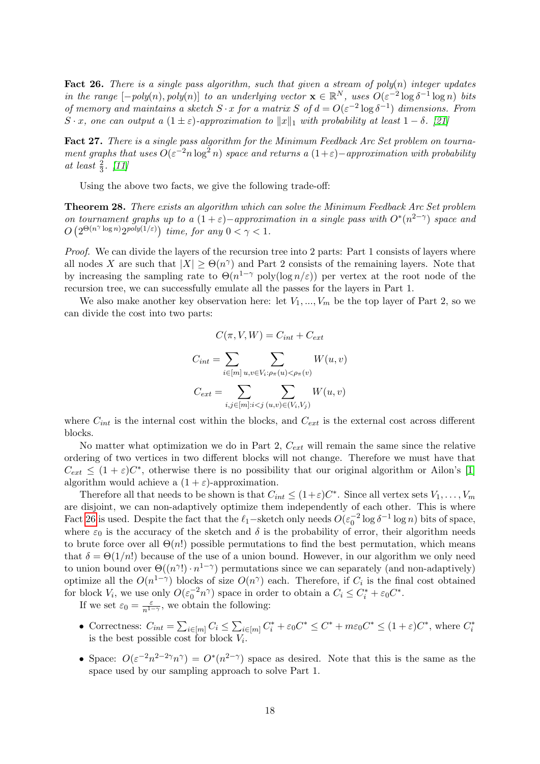**Fact 26.** *There is a single pass algorithm, such that given a stream of poly$(n)$ integer updates in the range $[-poly(n), poly(n)]$ to an underlying vector $\mathbf{x} \in \mathbb{R}^N$, uses $O(\varepsilon^{-2} \log \delta^{-1} \log n)$ bits of memory and maintains a sketch $S \cdot x$ for a matrix $S$ of $d = O(\varepsilon^{-2} \log \delta^{-1})$ dimensions. From $S \cdot x$, one can output a $(1 \pm \varepsilon)$-approximation to $\|x\|_1$ with probability at least $1 - \delta$. [21]*

**Fact 27.** *There is a single pass algorithm for the Minimum Feedback Arc Set problem on tournament graphs that uses $O(\varepsilon^{-2} n \log^2 n)$ space and returns a $(1+\varepsilon)-$approximation with probability at least $\frac{2}{3}$. [11]*

Using the above two facts, we give the following trade-off:

**Theorem 28.** *There exists an algorithm which can solve the Minimum Feedback Arc Set problem on tournament graphs up to a $(1+\varepsilon)-$approximation in a single pass with $O^*(n^{2-\gamma})$ space and $O\left(2^{\Theta(n^\gamma \log n)} 2^{poly(1/\varepsilon)}\right)$ time, for any $0 < \gamma < 1$.*

*Proof.* We can divide the layers of the recursion tree into 2 parts: Part 1 consists of layers where all nodes $X$ are such that $|X| \geq \Theta(n^\gamma)$ and Part 2 consists of the remaining layers. Note that by increasing the sampling rate to $\Theta(n^{1-\gamma} \operatorname{poly}(\log n/\varepsilon))$ per vertex at the root node of the recursion tree, we can successfully emulate all the passes for the layers in Part 1.

We also make another key observation here: let $V_1, ..., V_m$ be the top layer of Part 2, so we can divide the cost into two parts:

$$C(\pi, V, W) = C_{int} + C_{ext}$$

$$C_{int} = \sum_{i \in [m]} \sum_{u,v \in V_i : \rho_\pi(u) < \rho_\pi(v)} W(u, v)$$

$$C_{ext} = \sum_{i,j \in [m] : i < j} \sum_{(u,v) \in (V_i, V_j)} W(u, v)$$

where $C_{int}$ is the internal cost within the blocks, and $C_{ext}$ is the external cost across different blocks.

No matter what optimization we do in Part 2, $C_{ext}$ will remain the same since the relative ordering of two vertices in two different blocks will not change. Therefore we must have that $C_{ext} \leq (1+\varepsilon)C^*$, otherwise there is no possibility that our original algorithm or Ailon's [1] algorithm would achieve a $(1+\varepsilon)$-approximation.

Therefore all that needs to be shown is that $C_{int} \leq (1+\varepsilon)C^*$. Since all vertex sets $V_1, \ldots, V_m$ are disjoint, we can non-adaptively optimize them independently of each other. This is where Fact 26 is used. Despite the fact that the $\ell_1-$sketch only needs $O(\varepsilon_0^{-2} \log \delta^{-1} \log n)$ bits of space, where $\varepsilon_0$ is the accuracy of the sketch and $\delta$ is the probability of error, their algorithm needs to brute force over all $\Theta(n!)$ possible permutations to find the best permutation, which means that $\delta = \Theta(1/n!)$ because of the use of a union bound. However, in our algorithm we only need to union bound over $\Theta((n^\gamma!) \cdot n^{1-\gamma})$ permutations since we can separately (and non-adaptively) optimize all the $O(n^{1-\gamma})$ blocks of size $O(n^\gamma)$ each. Therefore, if $C_i$ is the final cost obtained for block $V_i$, we use only $O(\varepsilon_0^{-2} n^\gamma)$ space in order to obtain a $C_i \leq C_i^* + \varepsilon_0 C^*$.

If we set $\varepsilon_0 = \frac{\varepsilon}{n^{1-\gamma}}$, we obtain the following:

- Correctness: $C_{int} = \sum_{i \in [m]} C_i \leq \sum_{i \in [m]} C_i^* + \varepsilon_0 C^* \leq C^* + m\varepsilon_0 C^* \leq (1+\varepsilon)C^*$, where $C_i^*$ is the best possible cost for block $V_i$.
- Space: $O(\varepsilon^{-2} n^{2-2\gamma} n^\gamma) = O^*(n^{2-\gamma})$ space as desired. Note that this is the same as the space used by our sampling approach to solve Part 1.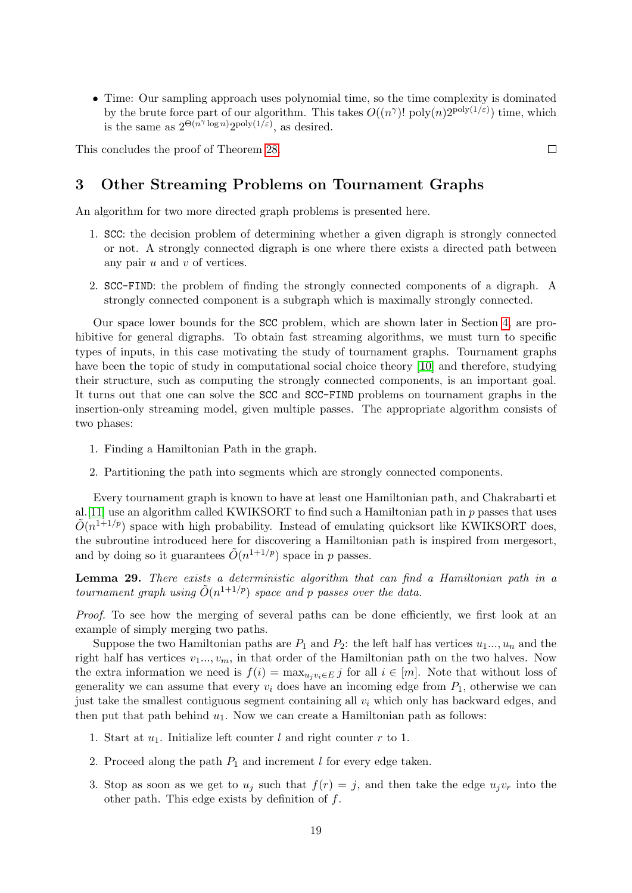- Time: Our sampling approach uses polynomial time, so the time complexity is dominated by the brute force part of our algorithm. This takes $O((n^\gamma)!\ \mathrm{poly}(n) 2^{\mathrm{poly}(1/\varepsilon)})$ time, which is the same as $2^{\Theta(n^\gamma \log n)} 2^{\mathrm{poly}(1/\varepsilon)}$, as desired.

This concludes the proof of Theorem 28. ◻

# 3 Other Streaming Problems on Tournament Graphs

An algorithm for two more directed graph problems is presented here.

1. SCC: the decision problem of determining whether a given digraph is strongly connected or not. A strongly connected digraph is one where there exists a directed path between any pair $u$ and $v$ of vertices.
2. SCC-FIND: the problem of finding the strongly connected components of a digraph. A strongly connected component is a subgraph which is maximally strongly connected.

Our space lower bounds for the SCC problem, which are shown later in Section 4, are prohibitive for general digraphs. To obtain fast streaming algorithms, we must turn to specific types of inputs, in this case motivating the study of tournament graphs. Tournament graphs have been the topic of study in computational social choice theory [10] and therefore, studying their structure, such as computing the strongly connected components, is an important goal. It turns out that one can solve the SCC and SCC-FIND problems on tournament graphs in the insertion-only streaming model, given multiple passes. The appropriate algorithm consists of two phases:

1. Finding a Hamiltonian Path in the graph.
2. Partitioning the path into segments which are strongly connected components.

Every tournament graph is known to have at least one Hamiltonian path, and Chakrabarti et al.[11] use an algorithm called KWIKSORT to find such a Hamiltonian path in $p$ passes that uses $\tilde{O}(n^{1+1/p})$ space with high probability. Instead of emulating quicksort like KWIKSORT does, the subroutine introduced here for discovering a Hamiltonian path is inspired from mergesort, and by doing so it guarantees $\tilde{O}(n^{1+1/p})$ space in $p$ passes.

**Lemma 29.** *There exists a deterministic algorithm that can find a Hamiltonian path in a tournament graph using $\tilde{O}(n^{1+1/p})$ space and $p$ passes over the data.*

*Proof.* To see how the merging of several paths can be done efficiently, we first look at an example of simply merging two paths.

Suppose the two Hamiltonian paths are $P_1$ and $P_2$: the left half has vertices $u_1 ..., u_n$ and the right half has vertices $v_1 ..., v_m$, in that order of the Hamiltonian path on the two halves. Now the extra information we need is $f(i) = \max_{u_j v_i \in E} j$ for all $i \in [m]$. Note that without loss of generality we can assume that every $v_i$ does have an incoming edge from $P_1$, otherwise we can just take the smallest contiguous segment containing all $v_i$ which only has backward edges, and then put that path behind $u_1$. Now we can create a Hamiltonian path as follows:

1. Start at $u_1$. Initialize left counter $l$ and right counter $r$ to 1.
2. Proceed along the path $P_1$ and increment $l$ for every edge taken.
3. Stop as soon as we get to $u_j$ such that $f(r) = j$, and then take the edge $u_j v_r$ into the other path. This edge exists by definition of $f$.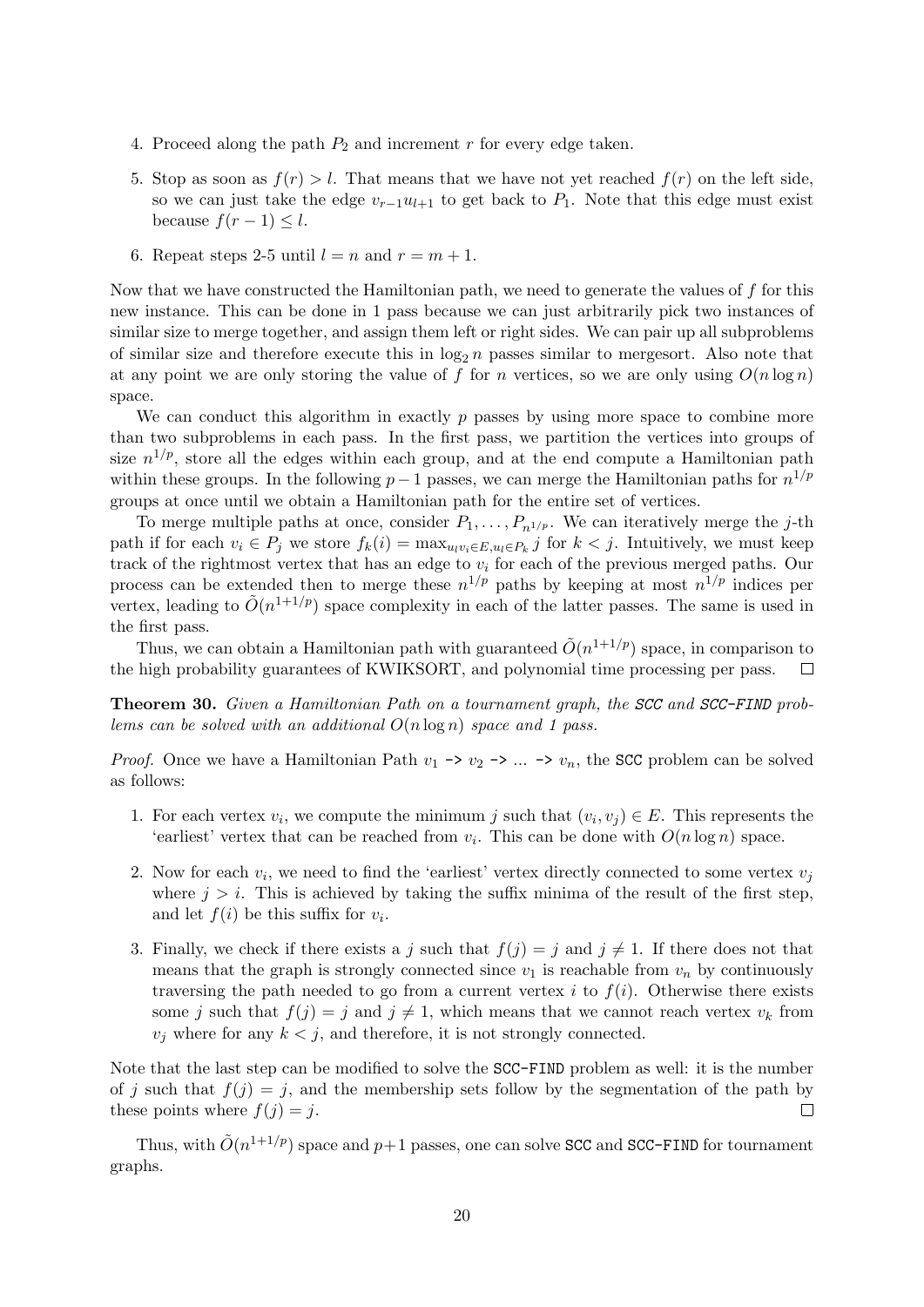4. Proceed along the path $P_2$ and increment $r$ for every edge taken.

5. Stop as soon as $f(r) > l$. That means that we have not yet reached $f(r)$ on the left side, so we can just take the edge $v_{r-1}u_{l+1}$ to get back to $P_1$. Note that this edge must exist because $f(r-1) \leq l$.

6. Repeat steps 2-5 until $l = n$ and $r = m + 1$.

Now that we have constructed the Hamiltonian path, we need to generate the values of $f$ for this new instance. This can be done in 1 pass because we can just arbitrarily pick two instances of similar size to merge together, and assign them left or right sides. We can pair up all subproblems of similar size and therefore execute this in $\log_2 n$ passes similar to mergesort. Also note that at any point we are only storing the value of $f$ for $n$ vertices, so we are only using $O(n \log n)$ space.

We can conduct this algorithm in exactly $p$ passes by using more space to combine more than two subproblems in each pass. In the first pass, we partition the vertices into groups of size $n^{1/p}$, store all the edges within each group, and at the end compute a Hamiltonian path within these groups. In the following $p-1$ passes, we can merge the Hamiltonian paths for $n^{1/p}$ groups at once until we obtain a Hamiltonian path for the entire set of vertices.

To merge multiple paths at once, consider $P_1, \ldots, P_{n^{1/p}}$. We can iteratively merge the $j$-th path if for each $v_i \in P_j$ we store $f_k(i) = \max_{u_l v_i \in E, u_l \in P_k} j$ for $k < j$. Intuitively, we must keep track of the rightmost vertex that has an edge to $v_i$ for each of the previous merged paths. Our process can be extended then to merge these $n^{1/p}$ paths by keeping at most $n^{1/p}$ indices per vertex, leading to $\tilde{O}(n^{1+1/p})$ space complexity in each of the latter passes. The same is used in the first pass.

Thus, we can obtain a Hamiltonian path with guaranteed $\tilde{O}(n^{1+1/p})$ space, in comparison to the high probability guarantees of KWIKSORT, and polynomial time processing per pass. ☐

**Theorem 30.** *Given a Hamiltonian Path on a tournament graph, the* **SCC** *and* **SCC-FIND** *problems can be solved with an additional $O(n \log n)$ space and 1 pass.*

*Proof.* Once we have a Hamiltonian Path $v_1$ `->` $v_2$ `->` ... `->` $v_n$, the `SCC` problem can be solved as follows:

1. For each vertex $v_i$, we compute the minimum $j$ such that $(v_i, v_j) \in E$. This represents the 'earliest' vertex that can be reached from $v_i$. This can be done with $O(n \log n)$ space.

2. Now for each $v_i$, we need to find the 'earliest' vertex directly connected to some vertex $v_j$ where $j > i$. This is achieved by taking the suffix minima of the result of the first step, and let $f(i)$ be this suffix for $v_i$.

3. Finally, we check if there exists a $j$ such that $f(j) = j$ and $j \neq 1$. If there does not that means that the graph is strongly connected since $v_1$ is reachable from $v_n$ by continuously traversing the path needed to go from a current vertex $i$ to $f(i)$. Otherwise there exists some $j$ such that $f(j) = j$ and $j \neq 1$, which means that we cannot reach vertex $v_k$ from $v_j$ where for any $k < j$, and therefore, it is not strongly connected.

Note that the last step can be modified to solve the `SCC-FIND` problem as well: it is the number of $j$ such that $f(j) = j$, and the membership sets follow by the segmentation of the path by these points where $f(j) = j$. ☐

Thus, with $\tilde{O}(n^{1+1/p})$ space and $p+1$ passes, one can solve `SCC` and `SCC-FIND` for tournament graphs.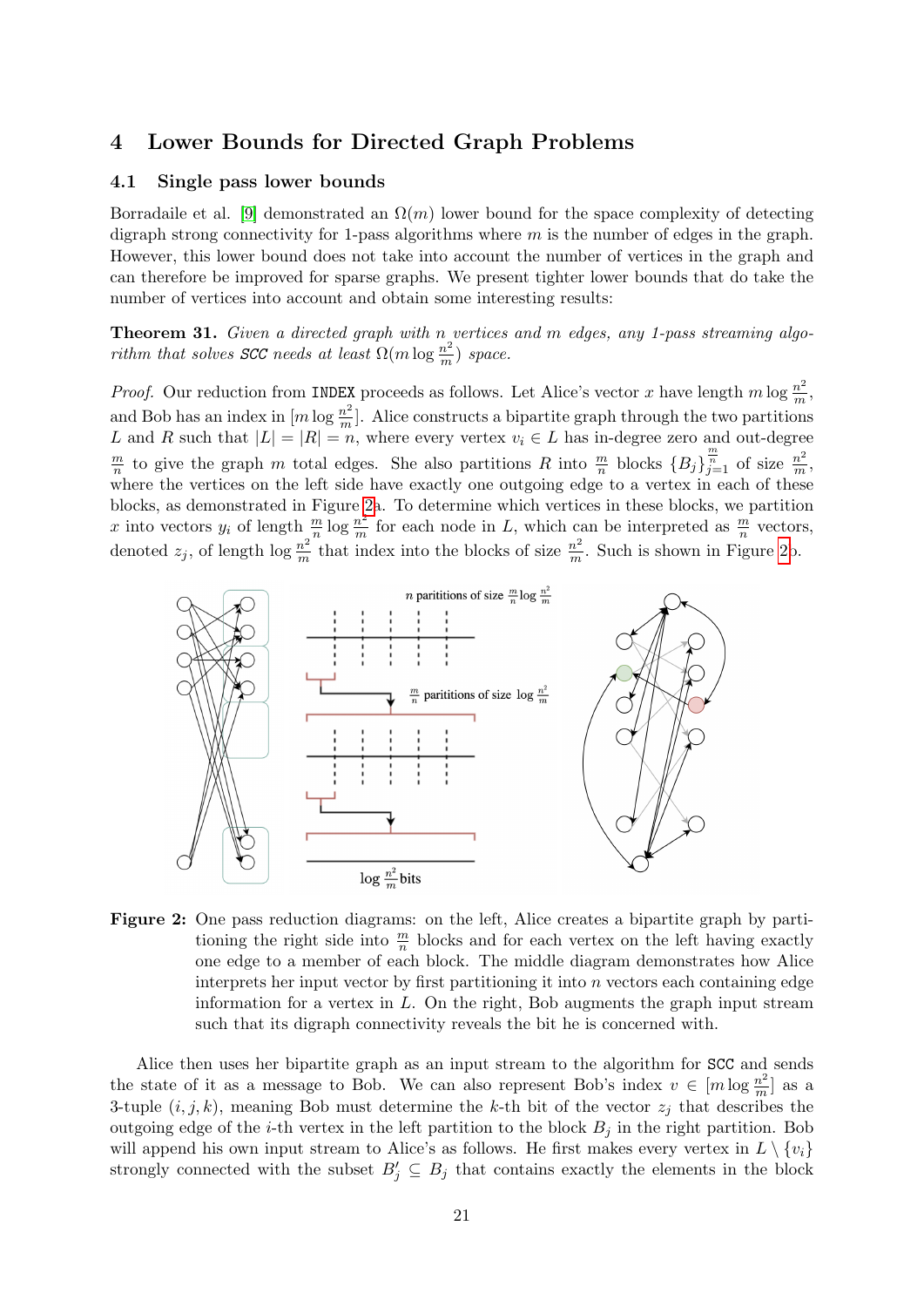## 4 Lower Bounds for Directed Graph Problems

### 4.1 Single pass lower bounds

Borradaile et al. [9] demonstrated an $\Omega(m)$ lower bound for the space complexity of detecting digraph strong connectivity for 1-pass algorithms where $m$ is the number of edges in the graph. However, this lower bound does not take into account the number of vertices in the graph and can therefore be improved for sparse graphs. We present tighter lower bounds that do take the number of vertices into account and obtain some interesting results:

**Theorem 31.** *Given a directed graph with $n$ vertices and $m$ edges, any 1-pass streaming algorithm that solves* SCC *needs at least $\Omega(m \log \frac{n^2}{m})$ space.*

*Proof.* Our reduction from INDEX proceeds as follows. Let Alice's vector $x$ have length $m \log \frac{n^2}{m}$, and Bob has an index in $[m \log \frac{n^2}{m}]$. Alice constructs a bipartite graph through the two partitions $L$ and $R$ such that $|L| = |R| = n$, where every vertex $v_i \in L$ has in-degree zero and out-degree $\frac{m}{n}$ to give the graph $m$ total edges. She also partitions $R$ into $\frac{m}{n}$ blocks $\{B_j\}_{j=1}^{\frac{m}{n}}$ of size $\frac{n^2}{m}$, where the vertices on the left side have exactly one outgoing edge to a vertex in each of these blocks, as demonstrated in Figure 2a. To determine which vertices in these blocks, we partition $x$ into vectors $y_i$ of length $\frac{m}{n} \log \frac{n^2}{m}$ for each node in $L$, which can be interpreted as $\frac{m}{n}$ vectors, denoted $z_j$, of length $\log \frac{n^2}{m}$ that index into the blocks of size $\frac{n^2}{m}$. Such is shown in Figure 2b.

Figure 2: One pass reduction diagrams: on the left, Alice creates a bipartite graph by partitioning the right side into $\frac{m}{n}$ blocks and for each vertex on the left having exactly one edge to a member of each block. The middle diagram demonstrates how Alice interprets her input vector by first partitioning it into $n$ vectors each containing edge information for a vertex in $L$. On the right, Bob augments the graph input stream such that its digraph connectivity reveals the bit he is concerned with.

Alice then uses her bipartite graph as an input stream to the algorithm for SCC and sends the state of it as a message to Bob. We can also represent Bob's index $v \in [m \log \frac{n^2}{m}]$ as a 3-tuple $(i, j, k)$, meaning Bob must determine the $k$-th bit of the vector $z_j$ that describes the outgoing edge of the $i$-th vertex in the left partition to the block $B_j$ in the right partition. Bob will append his own input stream to Alice's as follows. He first makes every vertex in $L \setminus \{v_i\}$ strongly connected with the subset $B'_j \subseteq B_j$ that contains exactly the elements in the block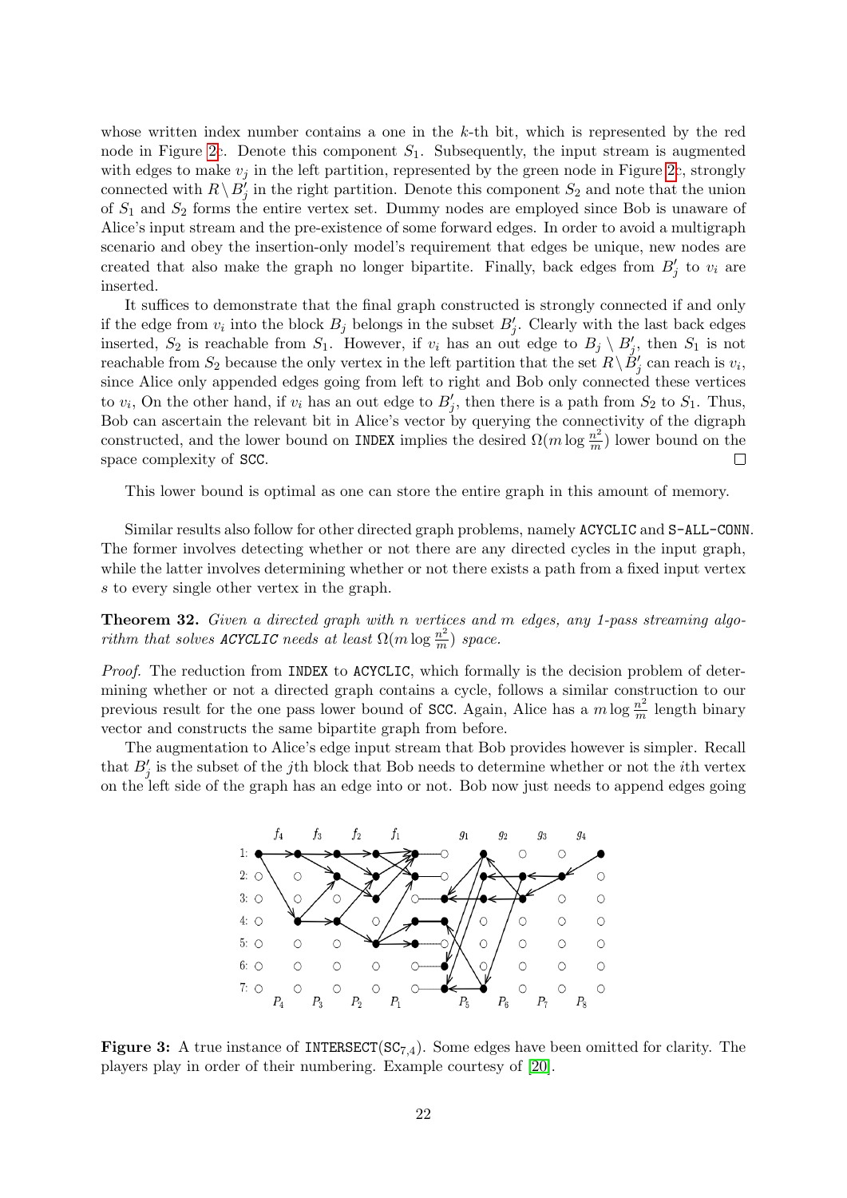whose written index number contains a one in the $k$-th bit, which is represented by the red node in Figure 2c. Denote this component $S_1$. Subsequently, the input stream is augmented with edges to make $v_j$ in the left partition, represented by the green node in Figure 2c, strongly connected with $R \setminus B'_j$ in the right partition. Denote this component $S_2$ and note that the union of $S_1$ and $S_2$ forms the entire vertex set. Dummy nodes are employed since Bob is unaware of Alice's input stream and the pre-existence of some forward edges. In order to avoid a multigraph scenario and obey the insertion-only model's requirement that edges be unique, new nodes are created that also make the graph no longer bipartite. Finally, back edges from $B'_j$ to $v_i$ are inserted.

It suffices to demonstrate that the final graph constructed is strongly connected if and only if the edge from $v_i$ into the block $B_j$ belongs in the subset $B'_j$. Clearly with the last back edges inserted, $S_2$ is reachable from $S_1$. However, if $v_i$ has an out edge to $B_j \setminus B'_j$, then $S_1$ is not reachable from $S_2$ because the only vertex in the left partition that the set $R \setminus B'_j$ can reach is $v_i$, since Alice only appended edges going from left to right and Bob only connected these vertices to $v_i$, On the other hand, if $v_i$ has an out edge to $B'_j$, then there is a path from $S_2$ to $S_1$. Thus, Bob can ascertain the relevant bit in Alice's vector by querying the connectivity of the digraph constructed, and the lower bound on INDEX implies the desired $\Omega(m \log \frac{n^2}{m})$ lower bound on the space complexity of SCC. □

This lower bound is optimal as one can store the entire graph in this amount of memory.

Similar results also follow for other directed graph problems, namely ACYCLIC and S-ALL-CONN. The former involves detecting whether or not there are any directed cycles in the input graph, while the latter involves determining whether or not there exists a path from a fixed input vertex $s$ to every single other vertex in the graph.

**Theorem 32.** *Given a directed graph with $n$ vertices and $m$ edges, any 1-pass streaming algorithm that solves ACYCLIC needs at least $\Omega(m \log \frac{n^2}{m})$ space.*

*Proof.* The reduction from INDEX to ACYCLIC, which formally is the decision problem of determining whether or not a directed graph contains a cycle, follows a similar construction to our previous result for the one pass lower bound of SCC. Again, Alice has a $m \log \frac{n^2}{m}$ length binary vector and constructs the same bipartite graph from before.

The augmentation to Alice's edge input stream that Bob provides however is simpler. Recall that $B'_j$ is the subset of the $j$th block that Bob needs to determine whether or not the $i$th vertex on the left side of the graph has an edge into or not. Bob now just needs to append edges going

**Figure 3:** A true instance of INTERSECT($SC_{7,4}$). Some edges have been omitted for clarity. The players play in order of their numbering. Example courtesy of [20].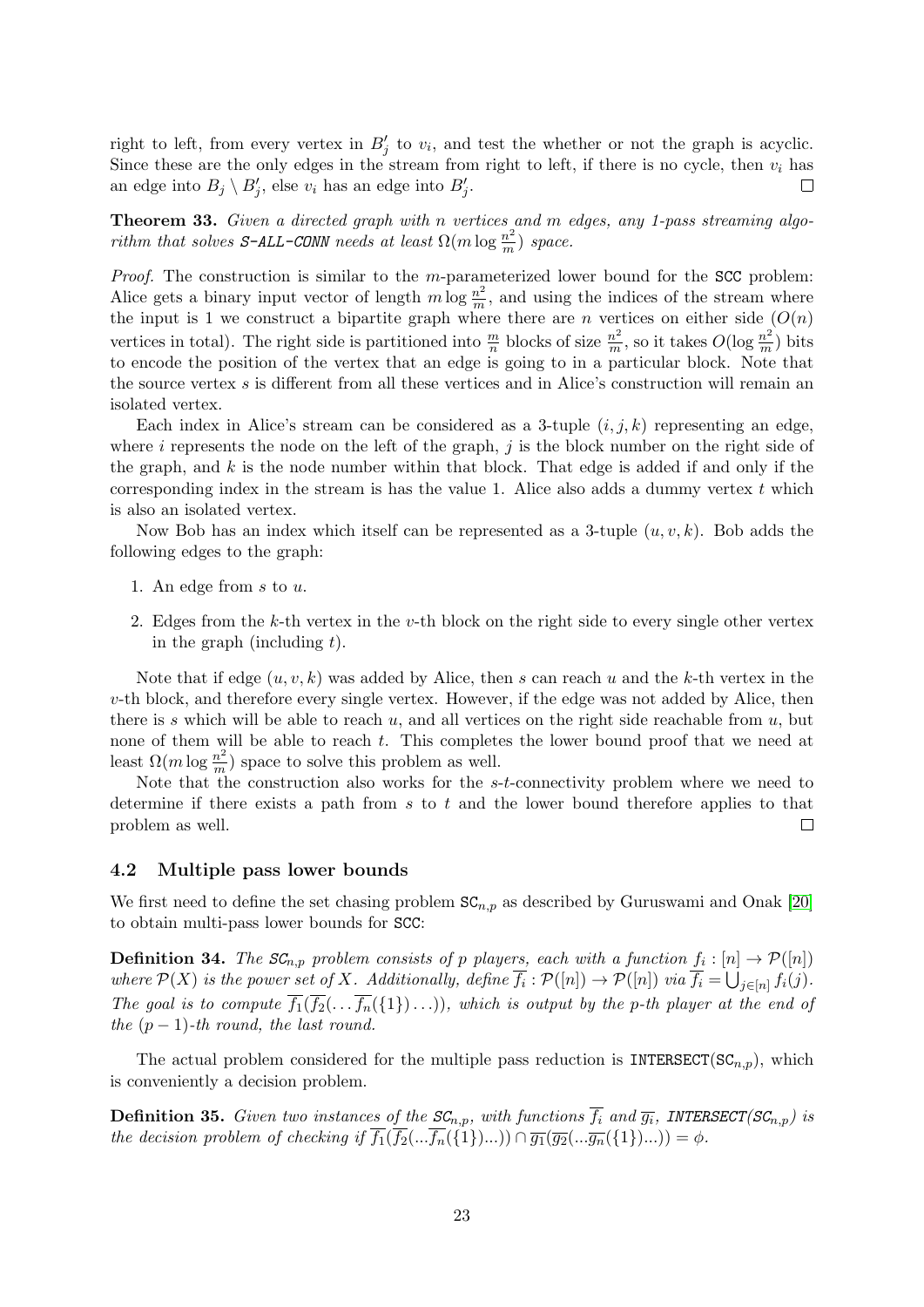right to left, from every vertex in $B'_j$ to $v_i$, and test the whether or not the graph is acyclic. Since these are the only edges in the stream from right to left, if there is no cycle, then $v_i$ has an edge into $B_j \setminus B'_j$, else $v_i$ has an edge into $B'_j$. □

**Theorem 33.** *Given a directed graph with $n$ vertices and $m$ edges, any 1-pass streaming algorithm that solves* S-ALL-CONN *needs at least $\Omega(m \log \frac{n^2}{m})$ space.*

*Proof.* The construction is similar to the $m$-parameterized lower bound for the SCC problem: Alice gets a binary input vector of length $m \log \frac{n^2}{m}$, and using the indices of the stream where the input is 1 we construct a bipartite graph where there are $n$ vertices on either side ($O(n)$ vertices in total). The right side is partitioned into $\frac{m}{n}$ blocks of size $\frac{n^2}{m}$, so it takes $O(\log \frac{n^2}{m})$ bits to encode the position of the vertex that an edge is going to in a particular block. Note that the source vertex $s$ is different from all these vertices and in Alice's construction will remain an isolated vertex.

Each index in Alice's stream can be considered as a 3-tuple $(i, j, k)$ representing an edge, where $i$ represents the node on the left of the graph, $j$ is the block number on the right side of the graph, and $k$ is the node number within that block. That edge is added if and only if the corresponding index in the stream is has the value 1. Alice also adds a dummy vertex $t$ which is also an isolated vertex.

Now Bob has an index which itself can be represented as a 3-tuple $(u, v, k)$. Bob adds the following edges to the graph:

1. An edge from $s$ to $u$.
2. Edges from the $k$-th vertex in the $v$-th block on the right side to every single other vertex in the graph (including $t$).

Note that if edge $(u, v, k)$ was added by Alice, then $s$ can reach $u$ and the $k$-th vertex in the $v$-th block, and therefore every single vertex. However, if the edge was not added by Alice, then there is $s$ which will be able to reach $u$, and all vertices on the right side reachable from $u$, but none of them will be able to reach $t$. This completes the lower bound proof that we need at least $\Omega(m \log \frac{n^2}{m})$ space to solve this problem as well.

Note that the construction also works for the $s$-$t$-connectivity problem where we need to determine if there exists a path from $s$ to $t$ and the lower bound therefore applies to that problem as well. □

### 4.2 Multiple pass lower bounds

We first need to define the set chasing problem $\mathtt{SC}_{n,p}$ as described by Guruswami and Onak [20] to obtain multi-pass lower bounds for SCC:

**Definition 34.** *The $\mathtt{SC}_{n,p}$ problem consists of $p$ players, each with a function $f_i : [n] \to \mathcal{P}([n])$ where $\mathcal{P}(X)$ is the power set of $X$. Additionally, define $\overline{f_i} : \mathcal{P}([n]) \to \mathcal{P}([n])$ via $\overline{f_i} = \bigcup_{j \in [n]} f_i(j)$. The goal is to compute $\overline{f_1}(\overline{f_2}(\ldots \overline{f_n}(\{1\}) \ldots))$, which is output by the $p$-th player at the end of the $(p-1)$-th round, the last round.*

The actual problem considered for the multiple pass reduction is $\mathtt{INTERSECT}(\mathtt{SC}_{n,p})$, which is conveniently a decision problem.

**Definition 35.** *Given two instances of the $\mathtt{SC}_{n,p}$, with functions $\overline{f_i}$ and $\overline{g_i}$,* $\mathtt{INTERSECT}(\mathtt{SC}_{n,p})$ *is the decision problem of checking if $\overline{f_1}(\overline{f_2}(...\overline{f_n}(\{1\})...)) \cap \overline{g_1}(\overline{g_2}(...\overline{g_n}(\{1\})...)) = \phi$.*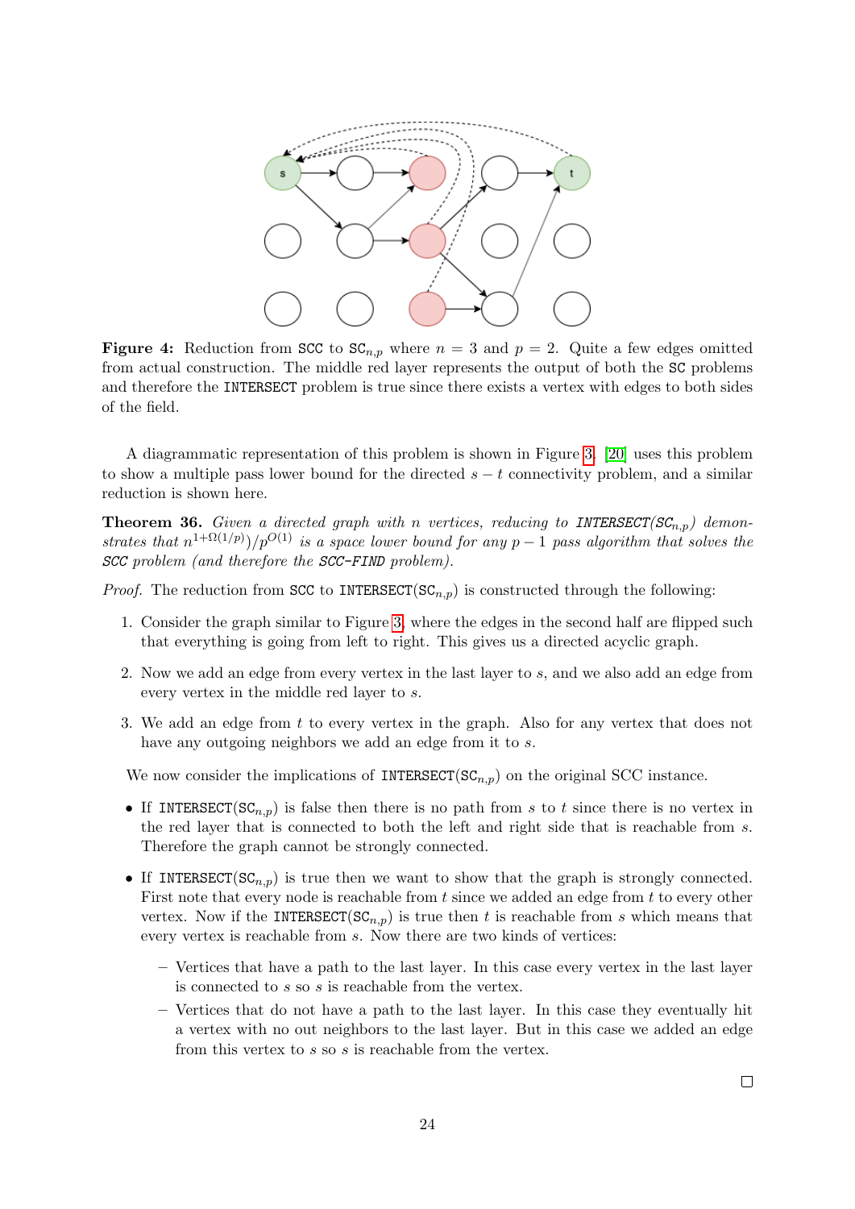**Figure 4:** Reduction from SCC to $\texttt{SC}_{n,p}$ where $n = 3$ and $p = 2$. Quite a few edges omitted from actual construction. The middle red layer represents the output of both the SC problems and therefore the INTERSECT problem is true since there exists a vertex with edges to both sides of the field.

A diagrammatic representation of this problem is shown in Figure 3. [20] uses this problem to show a multiple pass lower bound for the directed $s - t$ connectivity problem, and a similar reduction is shown here.

**Theorem 36.** *Given a directed graph with n vertices, reducing to INTERSECT($SC_{n,p}$) demonstrates that $n^{1+\Omega(1/p)})/p^{O(1)}$ is a space lower bound for any $p-1$ pass algorithm that solves the SCC problem (and therefore the SCC-FIND problem).*

*Proof.* The reduction from SCC to INTERSECT($\texttt{SC}_{n,p}$) is constructed through the following:

1. Consider the graph similar to Figure 3, where the edges in the second half are flipped such that everything is going from left to right. This gives us a directed acyclic graph.
2. Now we add an edge from every vertex in the last layer to $s$, and we also add an edge from every vertex in the middle red layer to $s$.
3. We add an edge from $t$ to every vertex in the graph. Also for any vertex that does not have any outgoing neighbors we add an edge from it to $s$.

We now consider the implications of INTERSECT($\texttt{SC}_{n,p}$) on the original SCC instance.

- If INTERSECT($\texttt{SC}_{n,p}$) is false then there is no path from $s$ to $t$ since there is no vertex in the red layer that is connected to both the left and right side that is reachable from $s$. Therefore the graph cannot be strongly connected.
- If INTERSECT($\texttt{SC}_{n,p}$) is true then we want to show that the graph is strongly connected. First note that every node is reachable from $t$ since we added an edge from $t$ to every other vertex. Now if the INTERSECT($\texttt{SC}_{n,p}$) is true then $t$ is reachable from $s$ which means that every vertex is reachable from $s$. Now there are two kinds of vertices:
  - Vertices that have a path to the last layer. In this case every vertex in the last layer is connected to $s$ so $s$ is reachable from the vertex.
  - Vertices that do not have a path to the last layer. In this case they eventually hit a vertex with no out neighbors to the last layer. But in this case we added an edge from this vertex to $s$ so $s$ is reachable from the vertex.

□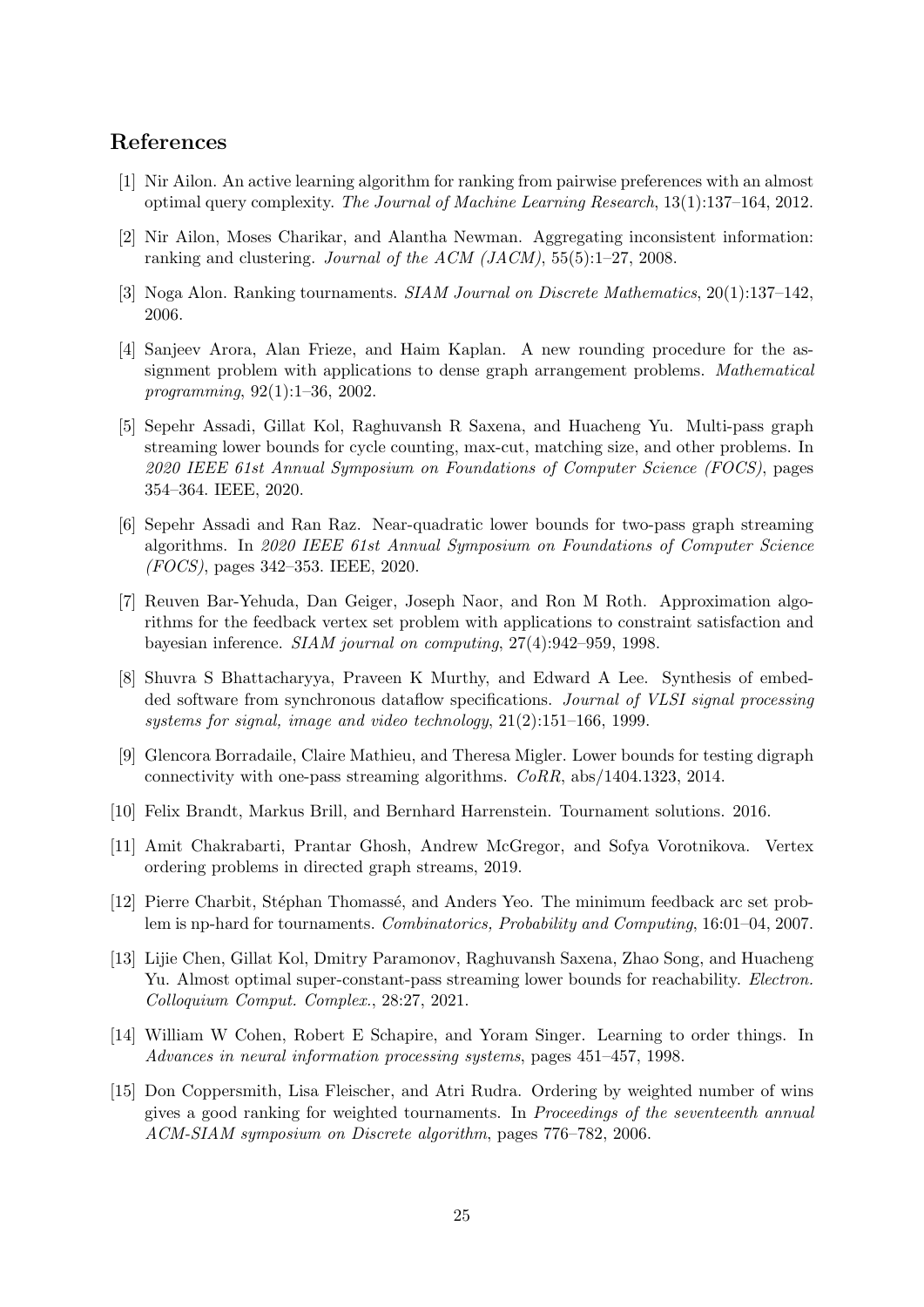## References

[1] Nir Ailon. An active learning algorithm for ranking from pairwise preferences with an almost optimal query complexity. *The Journal of Machine Learning Research*, 13(1):137–164, 2012.

[2] Nir Ailon, Moses Charikar, and Alantha Newman. Aggregating inconsistent information: ranking and clustering. *Journal of the ACM (JACM)*, 55(5):1–27, 2008.

[3] Noga Alon. Ranking tournaments. *SIAM Journal on Discrete Mathematics*, 20(1):137–142, 2006.

[4] Sanjeev Arora, Alan Frieze, and Haim Kaplan. A new rounding procedure for the assignment problem with applications to dense graph arrangement problems. *Mathematical programming*, 92(1):1–36, 2002.

[5] Sepehr Assadi, Gillat Kol, Raghuvansh R Saxena, and Huacheng Yu. Multi-pass graph streaming lower bounds for cycle counting, max-cut, matching size, and other problems. In *2020 IEEE 61st Annual Symposium on Foundations of Computer Science (FOCS)*, pages 354–364. IEEE, 2020.

[6] Sepehr Assadi and Ran Raz. Near-quadratic lower bounds for two-pass graph streaming algorithms. In *2020 IEEE 61st Annual Symposium on Foundations of Computer Science (FOCS)*, pages 342–353. IEEE, 2020.

[7] Reuven Bar-Yehuda, Dan Geiger, Joseph Naor, and Ron M Roth. Approximation algorithms for the feedback vertex set problem with applications to constraint satisfaction and bayesian inference. *SIAM journal on computing*, 27(4):942–959, 1998.

[8] Shuvra S Bhattacharyya, Praveen K Murthy, and Edward A Lee. Synthesis of embedded software from synchronous dataflow specifications. *Journal of VLSI signal processing systems for signal, image and video technology*, 21(2):151–166, 1999.

[9] Glencora Borradaile, Claire Mathieu, and Theresa Migler. Lower bounds for testing digraph connectivity with one-pass streaming algorithms. *CoRR*, abs/1404.1323, 2014.

[10] Felix Brandt, Markus Brill, and Bernhard Harrenstein. Tournament solutions. 2016.

[11] Amit Chakrabarti, Prantar Ghosh, Andrew McGregor, and Sofya Vorotnikova. Vertex ordering problems in directed graph streams, 2019.

[12] Pierre Charbit, Stéphan Thomassé, and Anders Yeo. The minimum feedback arc set problem is np-hard for tournaments. *Combinatorics, Probability and Computing*, 16:01–04, 2007.

[13] Lijie Chen, Gillat Kol, Dmitry Paramonov, Raghuvansh Saxena, Zhao Song, and Huacheng Yu. Almost optimal super-constant-pass streaming lower bounds for reachability. *Electron. Colloquium Comput. Complex.*, 28:27, 2021.

[14] William W Cohen, Robert E Schapire, and Yoram Singer. Learning to order things. In *Advances in neural information processing systems*, pages 451–457, 1998.

[15] Don Coppersmith, Lisa Fleischer, and Atri Rudra. Ordering by weighted number of wins gives a good ranking for weighted tournaments. In *Proceedings of the seventeenth annual ACM-SIAM symposium on Discrete algorithm*, pages 776–782, 2006.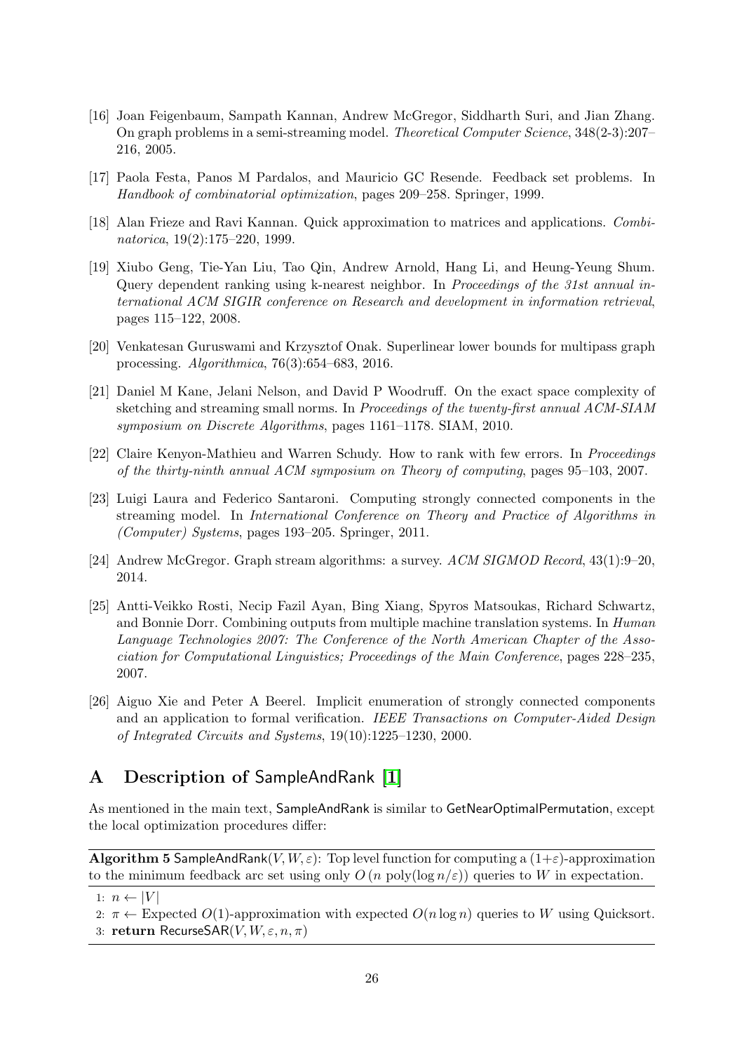[16] Joan Feigenbaum, Sampath Kannan, Andrew McGregor, Siddharth Suri, and Jian Zhang. On graph problems in a semi-streaming model. *Theoretical Computer Science*, 348(2-3):207–216, 2005.

[17] Paola Festa, Panos M Pardalos, and Mauricio GC Resende. Feedback set problems. In *Handbook of combinatorial optimization*, pages 209–258. Springer, 1999.

[18] Alan Frieze and Ravi Kannan. Quick approximation to matrices and applications. *Combinatorica*, 19(2):175–220, 1999.

[19] Xiubo Geng, Tie-Yan Liu, Tao Qin, Andrew Arnold, Hang Li, and Heung-Yeung Shum. Query dependent ranking using k-nearest neighbor. In *Proceedings of the 31st annual international ACM SIGIR conference on Research and development in information retrieval*, pages 115–122, 2008.

[20] Venkatesan Guruswami and Krzysztof Onak. Superlinear lower bounds for multipass graph processing. *Algorithmica*, 76(3):654–683, 2016.

[21] Daniel M Kane, Jelani Nelson, and David P Woodruff. On the exact space complexity of sketching and streaming small norms. In *Proceedings of the twenty-first annual ACM-SIAM symposium on Discrete Algorithms*, pages 1161–1178. SIAM, 2010.

[22] Claire Kenyon-Mathieu and Warren Schudy. How to rank with few errors. In *Proceedings of the thirty-ninth annual ACM symposium on Theory of computing*, pages 95–103, 2007.

[23] Luigi Laura and Federico Santaroni. Computing strongly connected components in the streaming model. In *International Conference on Theory and Practice of Algorithms in (Computer) Systems*, pages 193–205. Springer, 2011.

[24] Andrew McGregor. Graph stream algorithms: a survey. *ACM SIGMOD Record*, 43(1):9–20, 2014.

[25] Antti-Veikko Rosti, Necip Fazil Ayan, Bing Xiang, Spyros Matsoukas, Richard Schwartz, and Bonnie Dorr. Combining outputs from multiple machine translation systems. In *Human Language Technologies 2007: The Conference of the North American Chapter of the Association for Computational Linguistics; Proceedings of the Main Conference*, pages 228–235, 2007.

[26] Aiguo Xie and Peter A Beerel. Implicit enumeration of strongly connected components and an application to formal verification. *IEEE Transactions on Computer-Aided Design of Integrated Circuits and Systems*, 19(10):1225–1230, 2000.

# A Description of SampleAndRank [1]

As mentioned in the main text, SampleAndRank is similar to GetNearOptimalPermutation, except the local optimization procedures differ:

**Algorithm 5** SampleAndRank($V, W, \varepsilon$): Top level function for computing a $(1+\varepsilon)$-approximation to the minimum feedback arc set using only $O(n \text{ poly}(\log n/\varepsilon))$ queries to $W$ in expectation.

1: $n \leftarrow |V|$
2: $\pi \leftarrow$ Expected $O(1)$-approximation with expected $O(n \log n)$ queries to $W$ using Quicksort.
3: **return** RecurseSAR($V, W, \varepsilon, n, \pi$)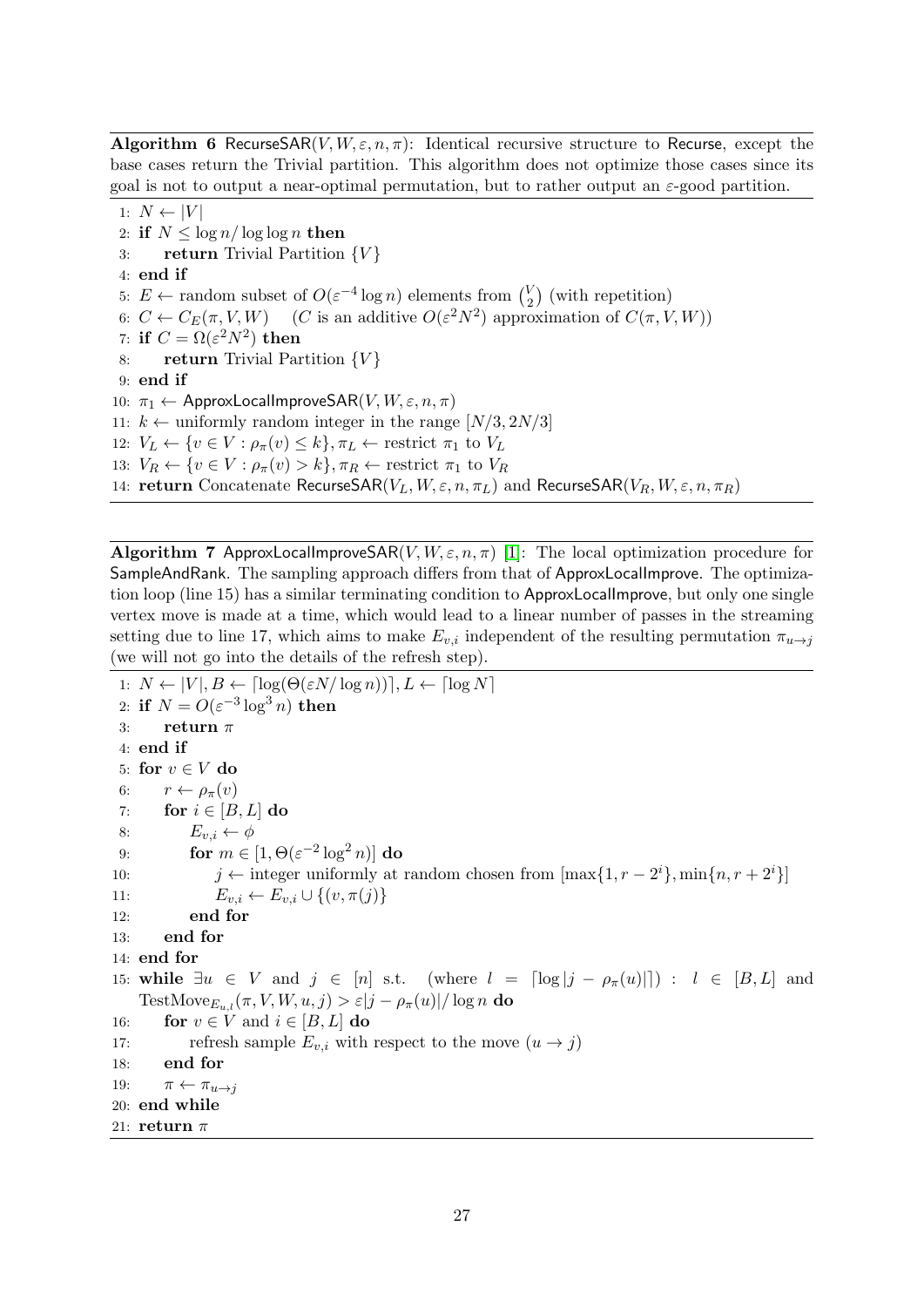**Algorithm 6** RecurseSAR($V, W, \varepsilon, n, \pi$): Identical recursive structure to Recurse, except the base cases return the Trivial partition. This algorithm does not optimize those cases since its goal is not to output a near-optimal permutation, but to rather output an $\varepsilon$-good partition.

1: $N \leftarrow |V|$
2: **if** $N \leq \log n / \log \log n$ **then**
3: &nbsp;&nbsp;&nbsp;&nbsp;**return** Trivial Partition $\{V\}$
4: **end if**
5: $E \leftarrow$ random subset of $O(\varepsilon^{-4} \log n)$ elements from $\binom{V}{2}$ (with repetition)
6: $C \leftarrow C_E(\pi, V, W)$ &nbsp;&nbsp;&nbsp;&nbsp;($C$ is an additive $O(\varepsilon^2 N^2)$ approximation of $C(\pi, V, W)$)
7: **if** $C = \Omega(\varepsilon^2 N^2)$ **then**
8: &nbsp;&nbsp;&nbsp;&nbsp;**return** Trivial Partition $\{V\}$
9: **end if**
10: $\pi_1 \leftarrow$ ApproxLocalImproveSAR($V, W, \varepsilon, n, \pi$)
11: $k \leftarrow$ uniformly random integer in the range $[N/3, 2N/3]$
12: $V_L \leftarrow \{v \in V : \rho_\pi(v) \leq k\}, \pi_L \leftarrow$ restrict $\pi_1$ to $V_L$
13: $V_R \leftarrow \{v \in V : \rho_\pi(v) > k\}, \pi_R \leftarrow$ restrict $\pi_1$ to $V_R$
14: **return** Concatenate RecurseSAR($V_L, W, \varepsilon, n, \pi_L$) and RecurseSAR($V_R, W, \varepsilon, n, \pi_R$)

**Algorithm 7** ApproxLocalImproveSAR($V, W, \varepsilon, n, \pi$) [1]: The local optimization procedure for SampleAndRank. The sampling approach differs from that of ApproxLocalImprove. The optimization loop (line 15) has a similar terminating condition to ApproxLocalImprove, but only one single vertex move is made at a time, which would lead to a linear number of passes in the streaming setting due to line 17, which aims to make $E_{v,i}$ independent of the resulting permutation $\pi_{u \to j}$ (we will not go into the details of the refresh step).

1: $N \leftarrow |V|, B \leftarrow \lceil \log(\Theta(\varepsilon N / \log n)) \rceil, L \leftarrow \lceil \log N \rceil$
2: **if** $N = O(\varepsilon^{-3} \log^3 n)$ **then**
3: &nbsp;&nbsp;&nbsp;&nbsp;**return** $\pi$
4: **end if**
5: **for** $v \in V$ **do**
6: &nbsp;&nbsp;&nbsp;&nbsp;$r \leftarrow \rho_\pi(v)$
7: &nbsp;&nbsp;&nbsp;&nbsp;**for** $i \in [B, L]$ **do**
8: &nbsp;&nbsp;&nbsp;&nbsp;&nbsp;&nbsp;&nbsp;&nbsp;$E_{v,i} \leftarrow \phi$
9: &nbsp;&nbsp;&nbsp;&nbsp;&nbsp;&nbsp;&nbsp;&nbsp;**for** $m \in [1, \Theta(\varepsilon^{-2} \log^2 n)]$ **do**
10: &nbsp;&nbsp;&nbsp;&nbsp;&nbsp;&nbsp;&nbsp;&nbsp;&nbsp;&nbsp;&nbsp;&nbsp;$j \leftarrow$ integer uniformly at random chosen from $[\max\{1, r - 2^i\}, \min\{n, r + 2^i\}]$
11: &nbsp;&nbsp;&nbsp;&nbsp;&nbsp;&nbsp;&nbsp;&nbsp;&nbsp;&nbsp;&nbsp;&nbsp;$E_{v,i} \leftarrow E_{v,i} \cup \{(v, \pi(j))\}$
12: &nbsp;&nbsp;&nbsp;&nbsp;&nbsp;&nbsp;&nbsp;&nbsp;**end for**
13: &nbsp;&nbsp;&nbsp;&nbsp;**end for**
14: **end for**
15: **while** $\exists u \in V$ and $j \in [n]$ s.t. (where $l = \lceil \log |j - \rho_\pi(u)| \rceil$) : $l \in [B, L]$ and $\text{TestMove}_{E_{u,l}}(\pi, V, W, u, j) > \varepsilon |j - \rho_\pi(u)| / \log n$ **do**
16: &nbsp;&nbsp;&nbsp;&nbsp;**for** $v \in V$ and $i \in [B, L]$ **do**
17: &nbsp;&nbsp;&nbsp;&nbsp;&nbsp;&nbsp;&nbsp;&nbsp;refresh sample $E_{v,i}$ with respect to the move $(u \to j)$
18: &nbsp;&nbsp;&nbsp;&nbsp;**end for**
19: &nbsp;&nbsp;&nbsp;&nbsp;$\pi \leftarrow \pi_{u \to j}$
20: **end while**
21: **return** $\pi$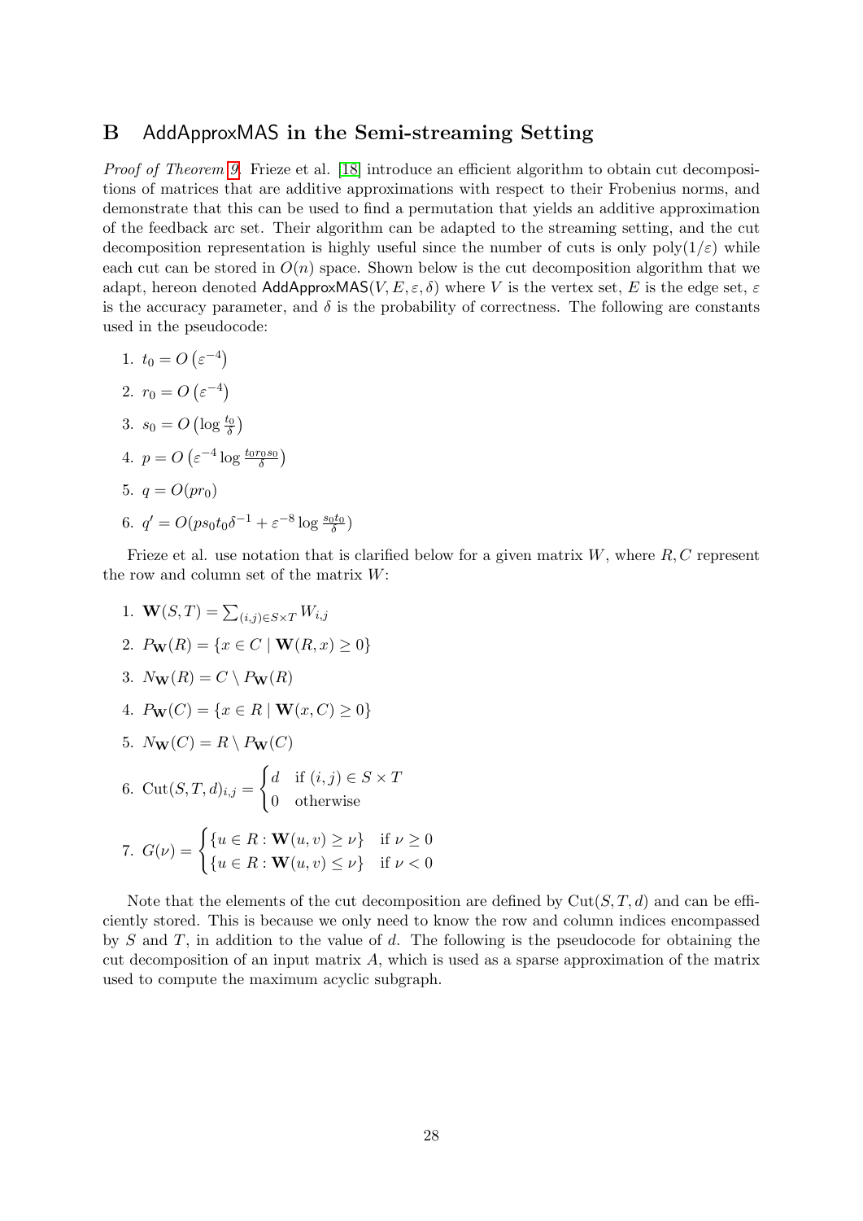## B AddApproxMAS in the Semi-streaming Setting

*Proof of Theorem 9.* Frieze et al. [18] introduce an efficient algorithm to obtain cut decompositions of matrices that are additive approximations with respect to their Frobenius norms, and demonstrate that this can be used to find a permutation that yields an additive approximation of the feedback arc set. Their algorithm can be adapted to the streaming setting, and the cut decomposition representation is highly useful since the number of cuts is only $\mathrm{poly}(1/\varepsilon)$ while each cut can be stored in $O(n)$ space. Shown below is the cut decomposition algorithm that we adapt, hereon denoted AddApproxMAS$(V, E, \varepsilon, \delta)$ where $V$ is the vertex set, $E$ is the edge set, $\varepsilon$ is the accuracy parameter, and $\delta$ is the probability of correctness. The following are constants used in the pseudocode:

1. $t_0 = O\left(\varepsilon^{-4}\right)$
2. $r_0 = O\left(\varepsilon^{-4}\right)$
3. $s_0 = O\left(\log \frac{t_0}{\delta}\right)$
4. $p = O\left(\varepsilon^{-4} \log \frac{t_0 r_0 s_0}{\delta}\right)$
5. $q = O(p r_0)$
6. $q' = O(p s_0 t_0 \delta^{-1} + \varepsilon^{-8} \log \frac{s_0 t_0}{\delta})$

Frieze et al. use notation that is clarified below for a given matrix $W$, where $R, C$ represent the row and column set of the matrix $W$:

1. $\mathbf{W}(S,T) = \sum_{(i,j) \in S \times T} W_{i,j}$
2. $P_{\mathbf{W}}(R) = \{x \in C \mid \mathbf{W}(R, x) \geq 0\}$
3. $N_{\mathbf{W}}(R) = C \setminus P_{\mathbf{W}}(R)$
4. $P_{\mathbf{W}}(C) = \{x \in R \mid \mathbf{W}(x, C) \geq 0\}$
5. $N_{\mathbf{W}}(C) = R \setminus P_{\mathbf{W}}(C)$
6. $\mathrm{Cut}(S, T, d)_{i,j} = \begin{cases} d & \text{if } (i,j) \in S \times T \\ 0 & \text{otherwise} \end{cases}$
7. $G(\nu) = \begin{cases} \{u \in R : \mathbf{W}(u, v) \geq \nu\} & \text{if } \nu \geq 0 \\ \{u \in R : \mathbf{W}(u, v) \leq \nu\} & \text{if } \nu < 0 \end{cases}$

Note that the elements of the cut decomposition are defined by $\mathrm{Cut}(S, T, d)$ and can be efficiently stored. This is because we only need to know the row and column indices encompassed by $S$ and $T$, in addition to the value of $d$. The following is the pseudocode for obtaining the cut decomposition of an input matrix $A$, which is used as a sparse approximation of the matrix used to compute the maximum acyclic subgraph.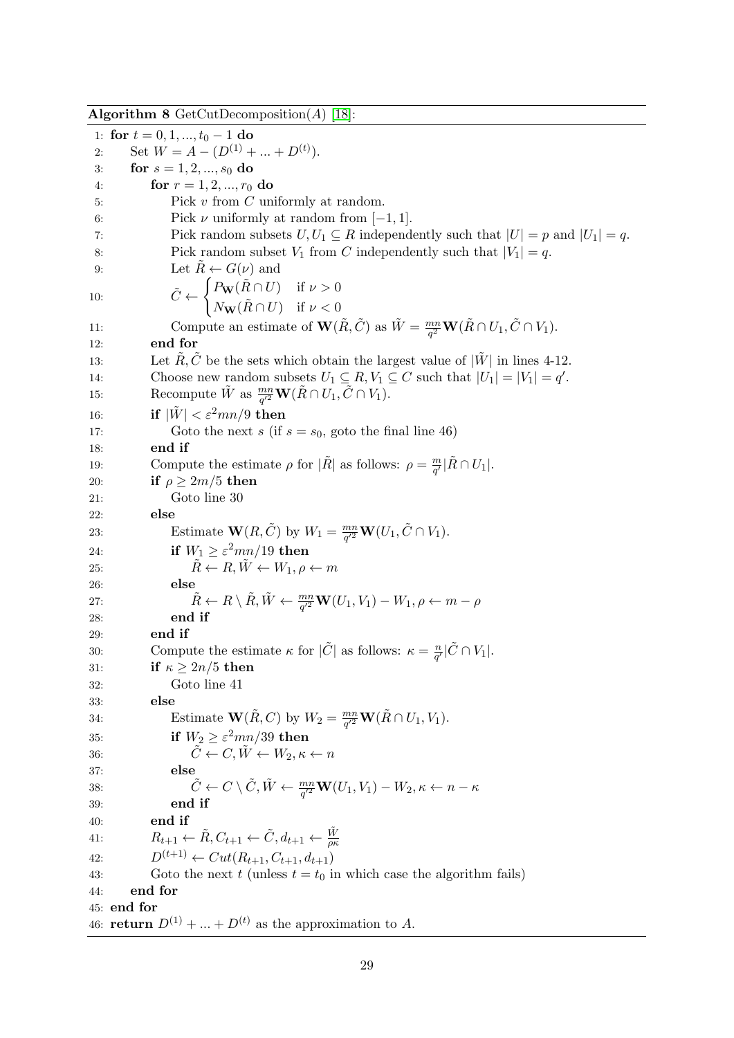**Algorithm 8** GetCutDecomposition($A$) [18]:

```
1: for t = 0, 1, ..., t_0 − 1 do
2:     Set W = A − (D^(1) + ... + D^(t)).
3:     for s = 1, 2, ..., s_0 do
4:         for r = 1, 2, ..., r_0 do
5:             Pick v from C uniformly at random.
6:             Pick ν uniformly at random from [−1, 1].
7:             Pick random subsets U, U_1 ⊆ R independently such that |U| = p and |U_1| = q.
8:             Pick random subset V_1 from C independently such that |V_1| = q.
9:             Let R̃ ← G(ν) and
10:            C̃ ← P_W(R̃ ∩ U)  if ν > 0
                    N_W(R̃ ∩ U)  if ν < 0
11:            Compute an estimate of W(R̃, C̃) as W̃ = (mn/q^2) W(R̃ ∩ U_1, C̃ ∩ V_1).
12:        end for
13:        Let R̃, C̃ be the sets which obtain the largest value of |W̃| in lines 4-12.
14:        Choose new random subsets U_1 ⊆ R, V_1 ⊆ C such that |U_1| = |V_1| = q'.
15:        Recompute W̃ as (mn/q'^2) W(R̃ ∩ U_1, C̃ ∩ V_1).
16:        if |W̃| < ε^2 mn/9 then
17:            Goto the next s (if s = s_0, goto the final line 46)
18:        end if
19:        Compute the estimate ρ for |R̃| as follows: ρ = (m/q') |R̃ ∩ U_1|.
20:        if ρ ≥ 2m/5 then
21:            Goto line 30
22:        else
23:            Estimate W(R, C̃) by W_1 = (mn/q'^2) W(U_1, C̃ ∩ V_1).
24:            if W_1 ≥ ε^2 mn/19 then
25:                R̃ ← R, W̃ ← W_1, ρ ← m
26:            else
27:                R̃ ← R \ R̃, W̃ ← (mn/q'^2) W(U_1, V_1) − W_1, ρ ← m − ρ
28:            end if
29:        end if
30:        Compute the estimate κ for |C̃| as follows: κ = (n/q') |C̃ ∩ V_1|.
31:        if κ ≥ 2n/5 then
32:            Goto line 41
33:        else
34:            Estimate W(R̃, C) by W_2 = (mn/q'^2) W(R̃ ∩ U_1, V_1).
35:            if W_2 ≥ ε^2 mn/39 then
36:                C̃ ← C, W̃ ← W_2, κ ← n
37:            else
38:                C̃ ← C \ C̃, W̃ ← (mn/q'^2) W(U_1, V_1) − W_2, κ ← n − κ
39:            end if
40:        end if
41:        R_{t+1} ← R̃, C_{t+1} ← C̃, d_{t+1} ← W̃/(ρκ)
42:        D^(t+1) ← Cut(R_{t+1}, C_{t+1}, d_{t+1})
43:        Goto the next t (unless t = t_0 in which case the algorithm fails)
44:    end for
45: end for
46: return D^(1) + ... + D^(t) as the approximation to A.
```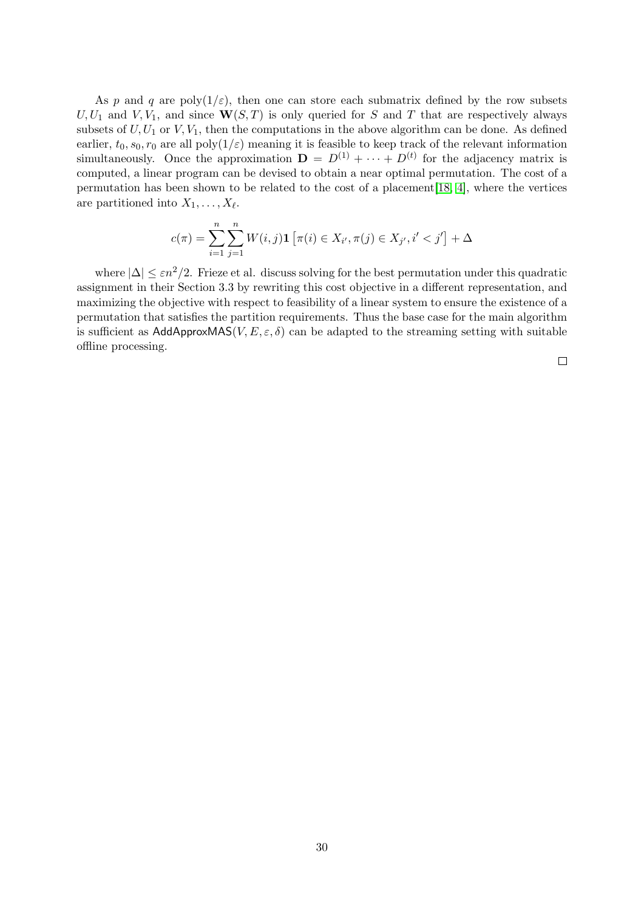As $p$ and $q$ are $\text{poly}(1/\varepsilon)$, then one can store each submatrix defined by the row subsets $U, U_1$ and $V, V_1$, and since $\mathbf{W}(S,T)$ is only queried for $S$ and $T$ that are respectively always subsets of $U, U_1$ or $V, V_1$, then the computations in the above algorithm can be done. As defined earlier, $t_0, s_0, r_0$ are all $\text{poly}(1/\varepsilon)$ meaning it is feasible to keep track of the relevant information simultaneously. Once the approximation $\mathbf{D} = D^{(1)} + \cdots + D^{(t)}$ for the adjacency matrix is computed, a linear program can be devised to obtain a near optimal permutation. The cost of a permutation has been shown to be related to the cost of a placement[18, 4], where the vertices are partitioned into $X_1, \ldots, X_\ell$.

$$c(\pi) = \sum_{i=1}^{n} \sum_{j=1}^{n} W(i,j) \mathbf{1}\left[\pi(i) \in X_{i'}, \pi(j) \in X_{j'}, i' < j'\right] + \Delta$$

where $|\Delta| \leq \varepsilon n^2/2$. Frieze et al. discuss solving for the best permutation under this quadratic assignment in their Section 3.3 by rewriting this cost objective in a different representation, and maximizing the objective with respect to feasibility of a linear system to ensure the existence of a permutation that satisfies the partition requirements. Thus the base case for the main algorithm is sufficient as $\mathsf{AddApproxMAS}(V, E, \varepsilon, \delta)$ can be adapted to the streaming setting with suitable offline processing.

□